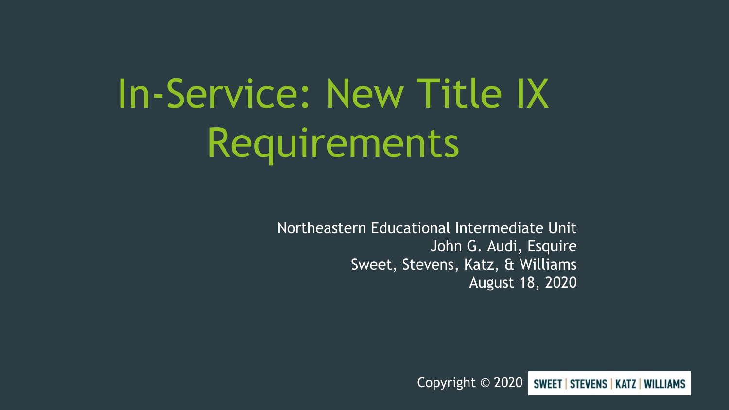# In-Service: New Title IX Requirements

Northeastern Educational Intermediate Unit
John G. Audi, Esquire
Sweet, Stevens, Katz, & Williams
August 18, 2020

Copyright © 2020 SWEET | STEVENS | KATZ | WILLIAMS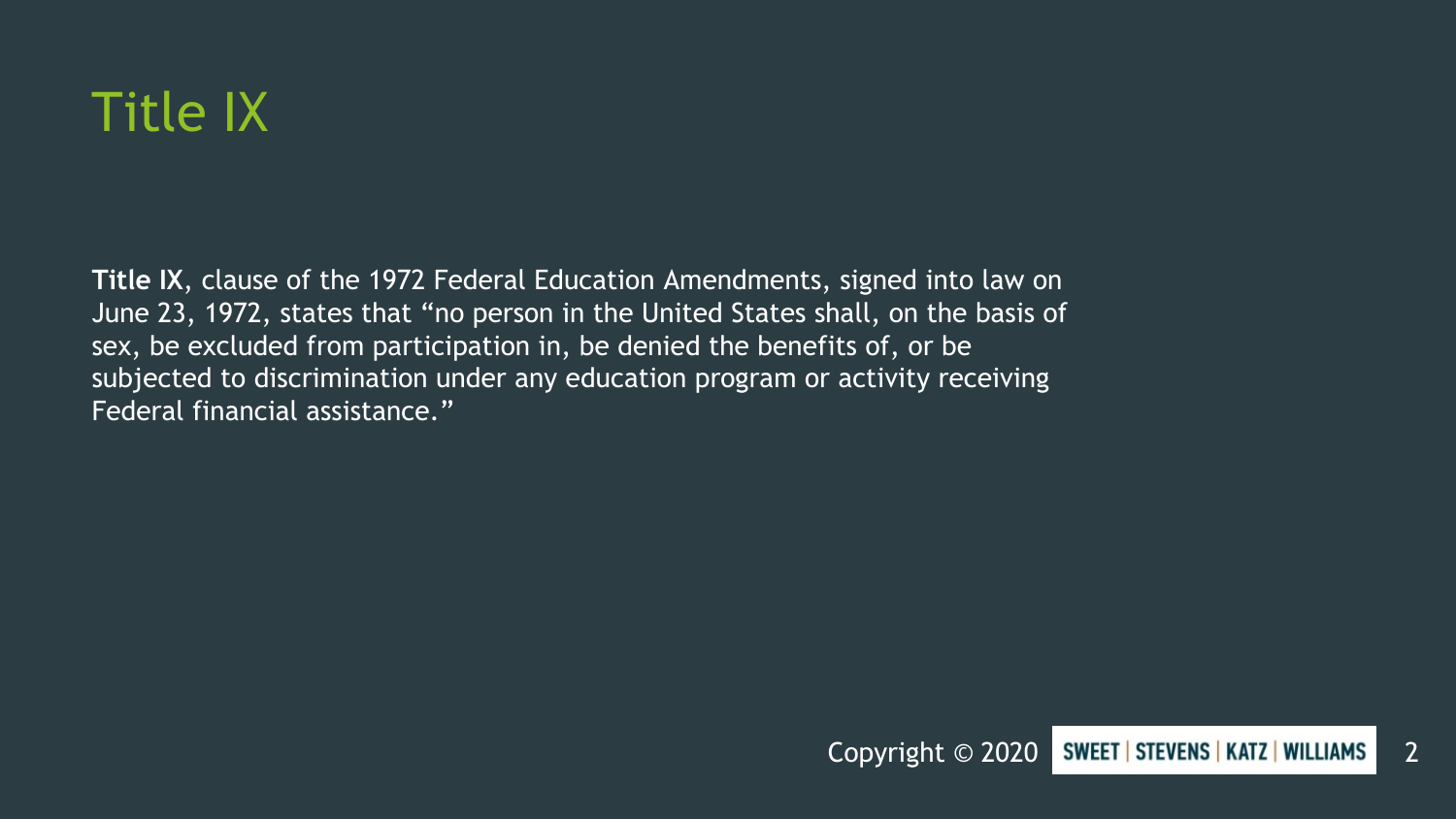# Title IX

**Title IX**, clause of the 1972 Federal Education Amendments, signed into law on June 23, 1972, states that "no person in the United States shall, on the basis of sex, be excluded from participation in, be denied the benefits of, or be subjected to discrimination under any education program or activity receiving Federal financial assistance."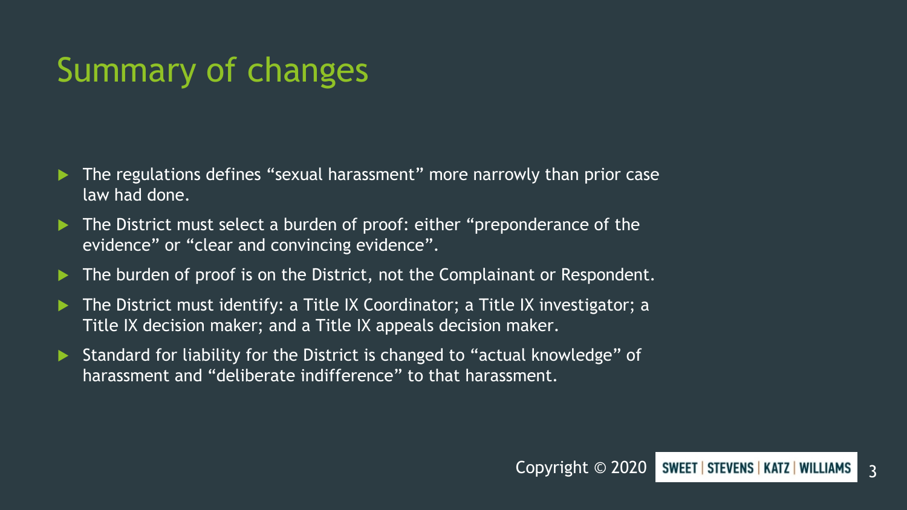# Summary of changes

- The regulations defines “sexual harassment” more narrowly than prior case law had done.
- The District must select a burden of proof: either “preponderance of the evidence” or “clear and convincing evidence”.
- The burden of proof is on the District, not the Complainant or Respondent.
- The District must identify: a Title IX Coordinator; a Title IX investigator; a Title IX decision maker; and a Title IX appeals decision maker.
- Standard for liability for the District is changed to “actual knowledge” of harassment and “deliberate indifference” to that harassment.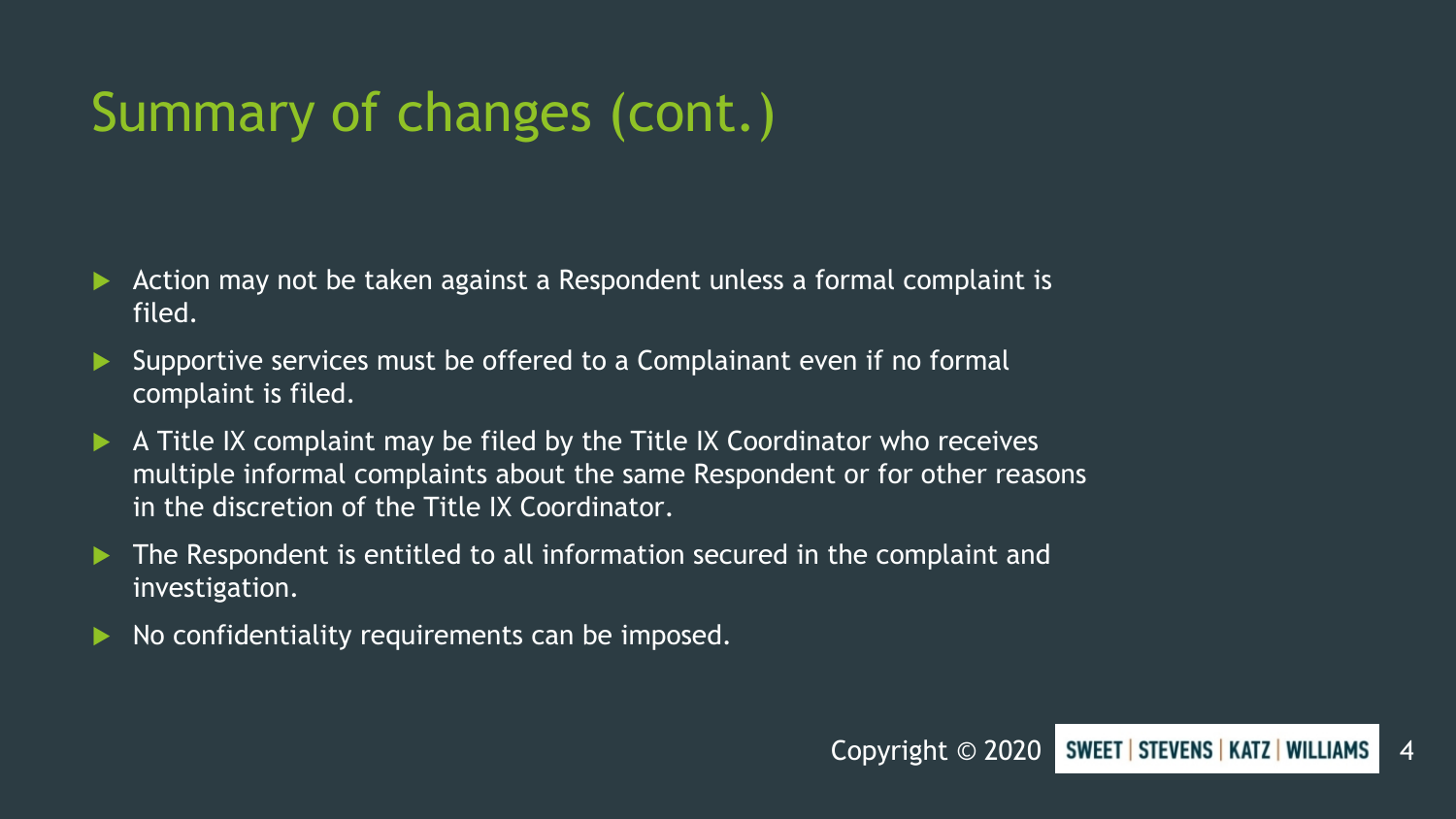# Summary of changes (cont.)

- Action may not be taken against a Respondent unless a formal complaint is filed.
- Supportive services must be offered to a Complainant even if no formal complaint is filed.
- A Title IX complaint may be filed by the Title IX Coordinator who receives multiple informal complaints about the same Respondent or for other reasons in the discretion of the Title IX Coordinator.
- The Respondent is entitled to all information secured in the complaint and investigation.
- No confidentiality requirements can be imposed.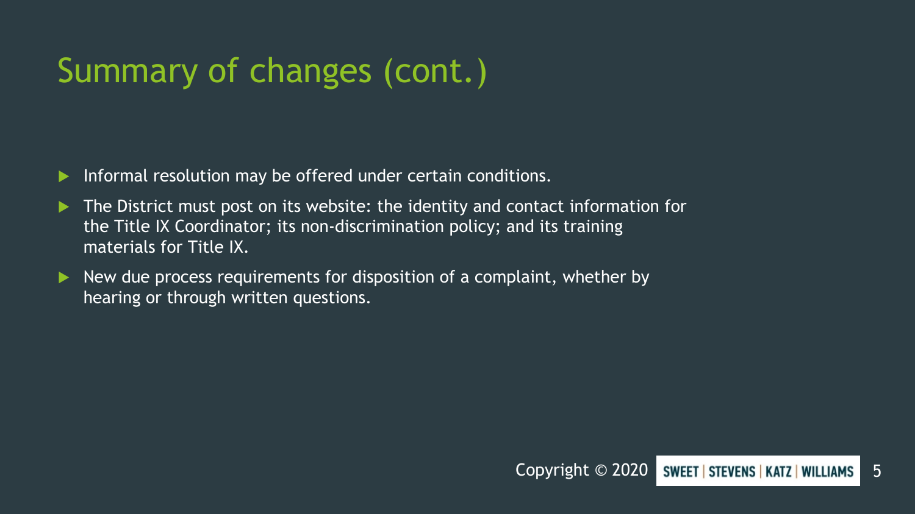# Summary of changes (cont.)

- Informal resolution may be offered under certain conditions.
- The District must post on its website: the identity and contact information for the Title IX Coordinator; its non-discrimination policy; and its training materials for Title IX.
- New due process requirements for disposition of a complaint, whether by hearing or through written questions.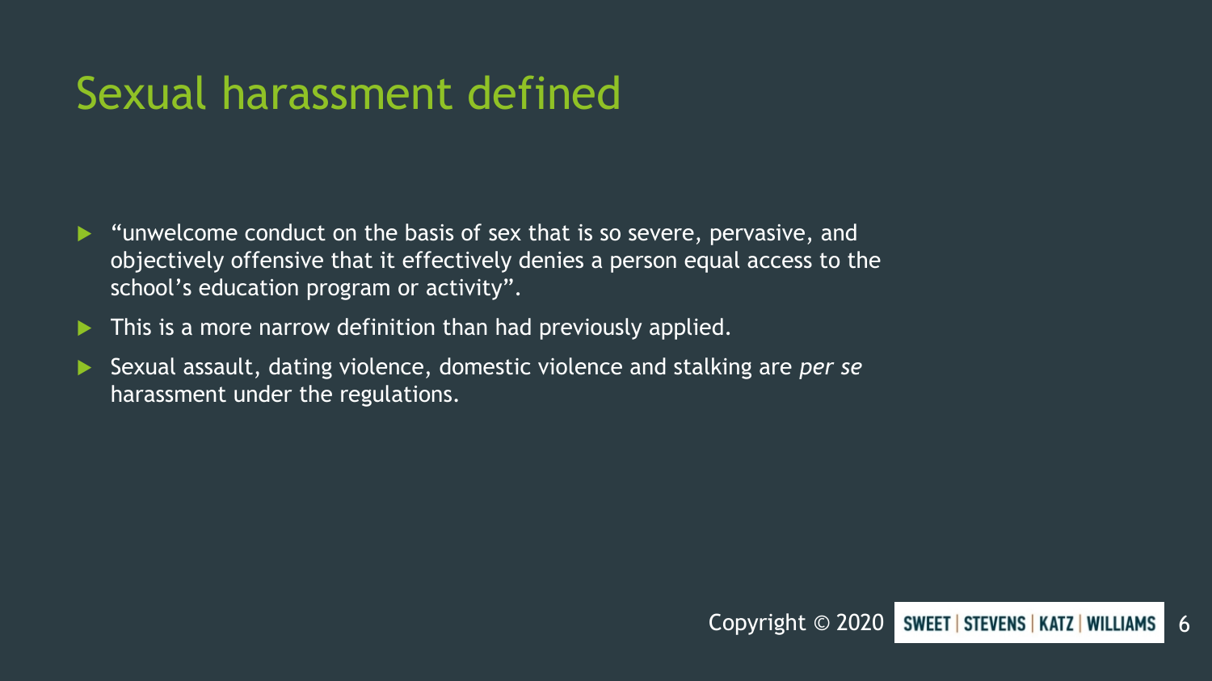# Sexual harassment defined

- "unwelcome conduct on the basis of sex that is so severe, pervasive, and objectively offensive that it effectively denies a person equal access to the school's education program or activity".
- This is a more narrow definition than had previously applied.
- Sexual assault, dating violence, domestic violence and stalking are *per se* harassment under the regulations.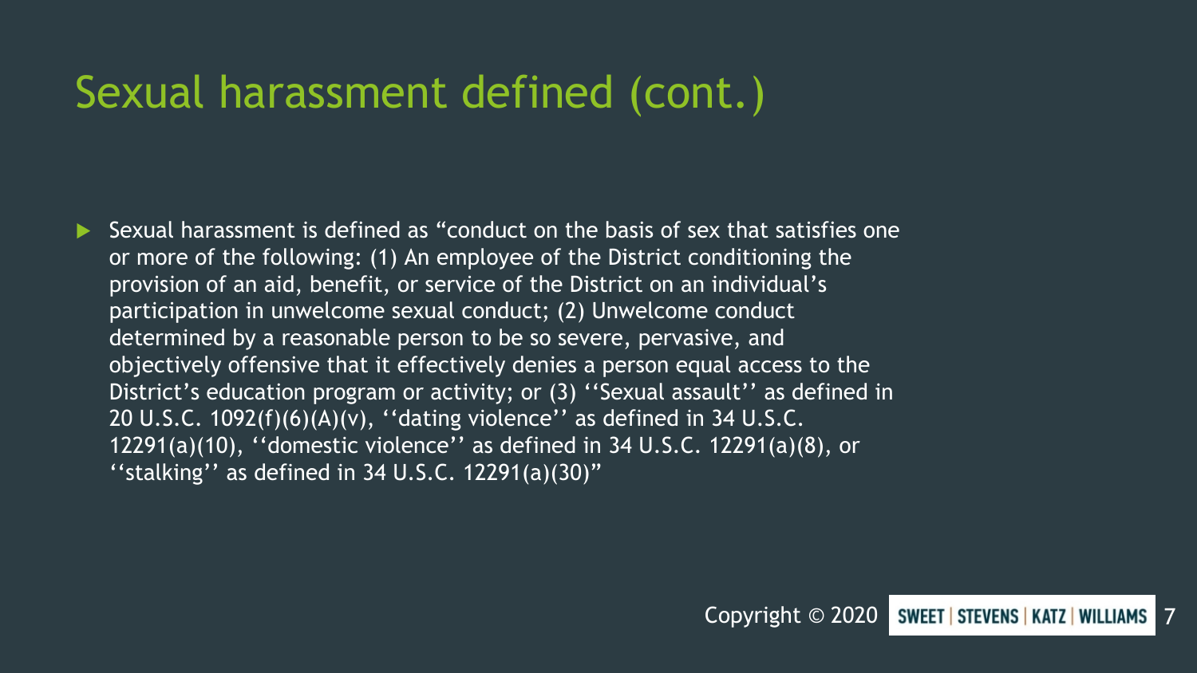# Sexual harassment defined (cont.)

- Sexual harassment is defined as "conduct on the basis of sex that satisfies one or more of the following: (1) An employee of the District conditioning the provision of an aid, benefit, or service of the District on an individual's participation in unwelcome sexual conduct; (2) Unwelcome conduct determined by a reasonable person to be so severe, pervasive, and objectively offensive that it effectively denies a person equal access to the District's education program or activity; or (3) ''Sexual assault'' as defined in 20 U.S.C. 1092(f)(6)(A)(v), ''dating violence'' as defined in 34 U.S.C. 12291(a)(10), ''domestic violence'' as defined in 34 U.S.C. 12291(a)(8), or ''stalking'' as defined in 34 U.S.C. 12291(a)(30)"

Copyright © 2020 SWEET | STEVENS | KATZ | WILLIAMS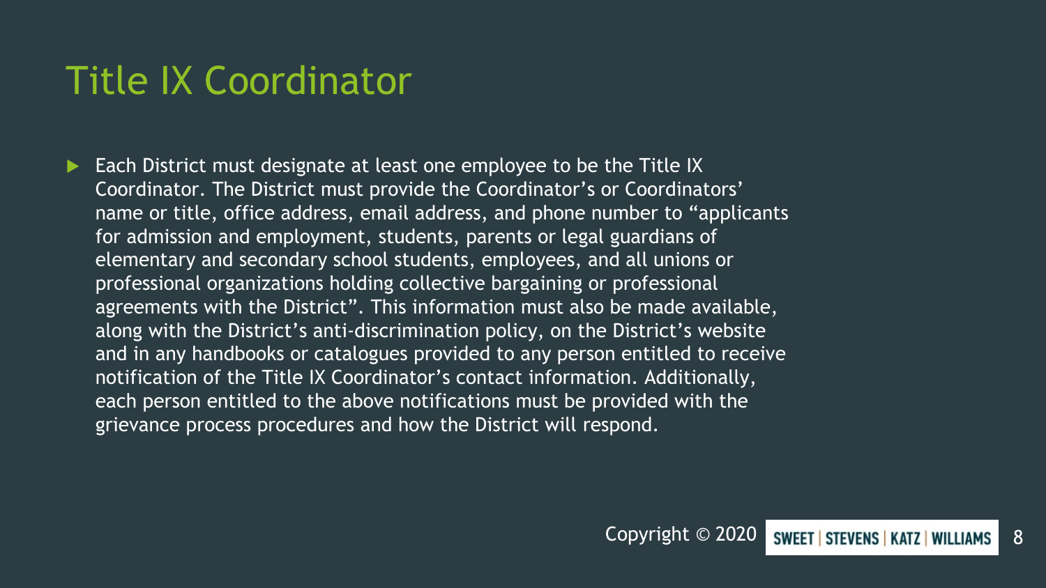# Title IX Coordinator

- Each District must designate at least one employee to be the Title IX Coordinator. The District must provide the Coordinator's or Coordinators' name or title, office address, email address, and phone number to "applicants for admission and employment, students, parents or legal guardians of elementary and secondary school students, employees, and all unions or professional organizations holding collective bargaining or professional agreements with the District". This information must also be made available, along with the District's anti-discrimination policy, on the District's website and in any handbooks or catalogues provided to any person entitled to receive notification of the Title IX Coordinator's contact information. Additionally, each person entitled to the above notifications must be provided with the grievance process procedures and how the District will respond.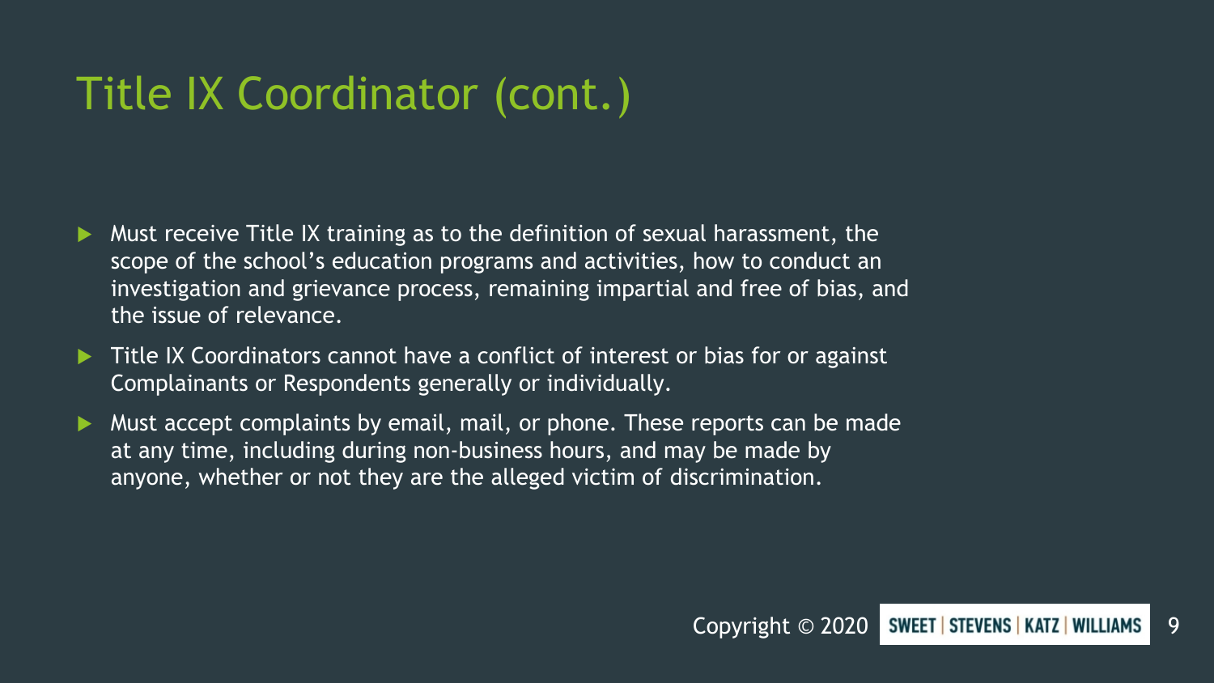# Title IX Coordinator (cont.)

- Must receive Title IX training as to the definition of sexual harassment, the scope of the school's education programs and activities, how to conduct an investigation and grievance process, remaining impartial and free of bias, and the issue of relevance.
- Title IX Coordinators cannot have a conflict of interest or bias for or against Complainants or Respondents generally or individually.
- Must accept complaints by email, mail, or phone. These reports can be made at any time, including during non-business hours, and may be made by anyone, whether or not they are the alleged victim of discrimination.

Copyright © 2020 SWEET | STEVENS | KATZ | WILLIAMS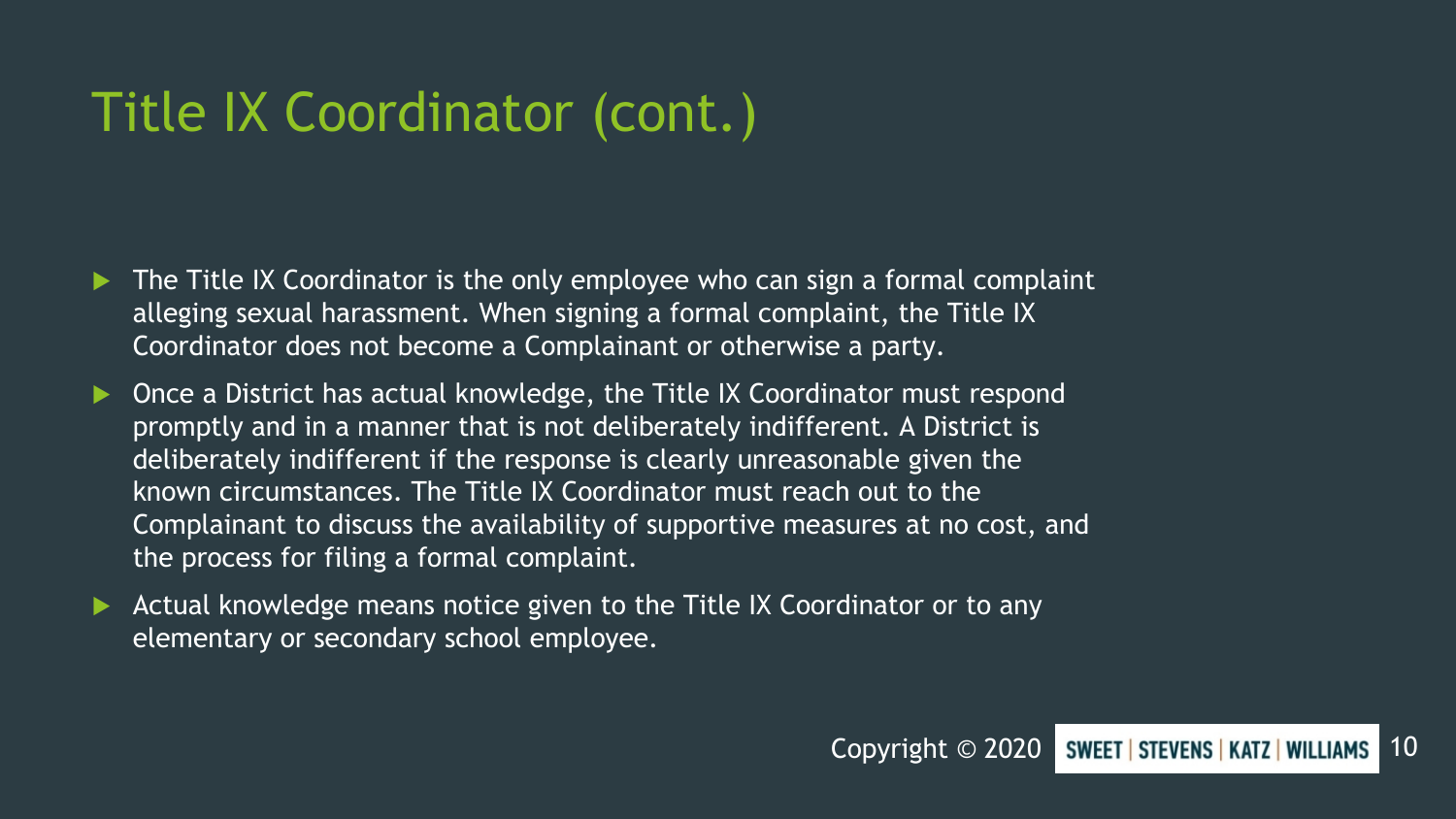# Title IX Coordinator (cont.)

- The Title IX Coordinator is the only employee who can sign a formal complaint alleging sexual harassment. When signing a formal complaint, the Title IX Coordinator does not become a Complainant or otherwise a party.
- Once a District has actual knowledge, the Title IX Coordinator must respond promptly and in a manner that is not deliberately indifferent. A District is deliberately indifferent if the response is clearly unreasonable given the known circumstances. The Title IX Coordinator must reach out to the Complainant to discuss the availability of supportive measures at no cost, and the process for filing a formal complaint.
- Actual knowledge means notice given to the Title IX Coordinator or to any elementary or secondary school employee.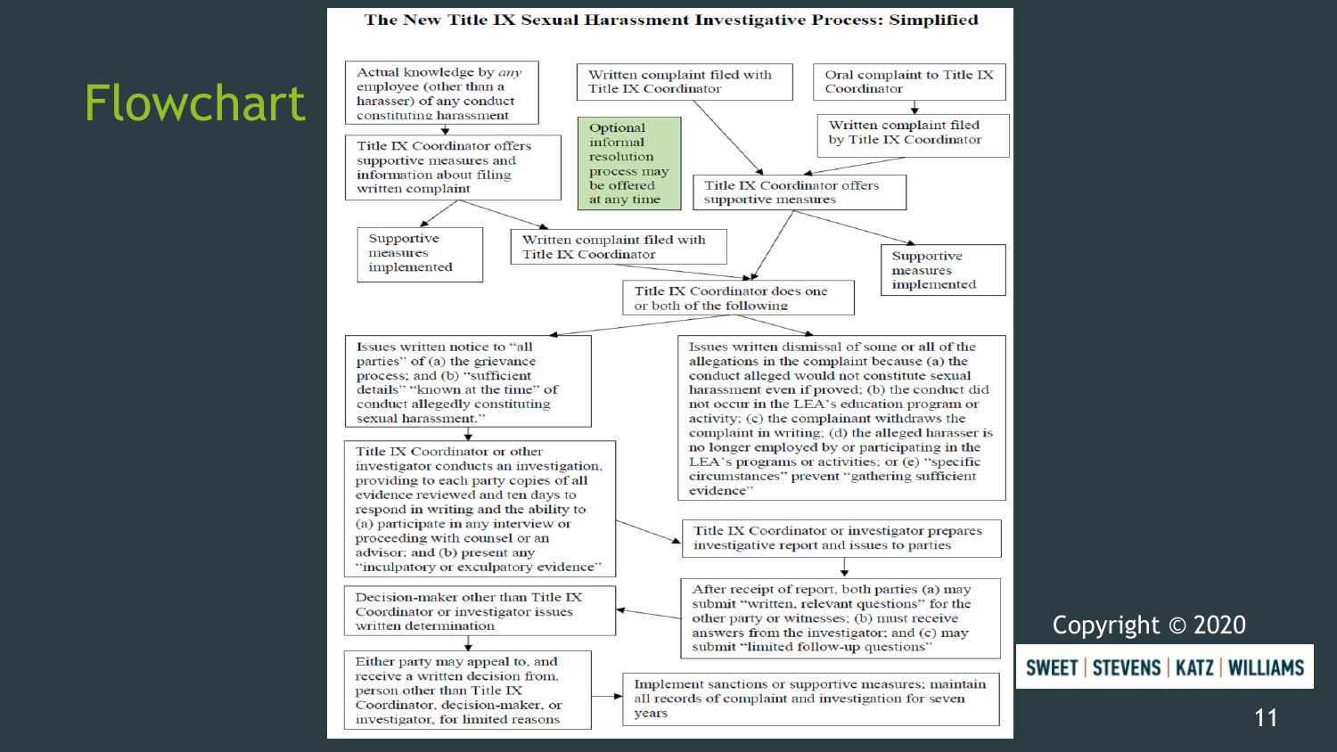# Flowchart

## The New Title IX Sexual Harassment Investigative Process: Simplified

- Actual knowledge by *any* employee (other than a harasser) of any conduct constituting harassment
  - → Title IX Coordinator offers supportive measures and information about filing written complaint
    - → Supportive measures implemented
    - → Written complaint filed with Title IX Coordinator → Title IX Coordinator does one or both of the following
- Written complaint filed with Title IX Coordinator
  - → Title IX Coordinator offers supportive measures
- Oral complaint to Title IX Coordinator
  - → Written complaint filed by Title IX Coordinator → Title IX Coordinator offers supportive measures
- Optional informal resolution process may be offered at any time
- Title IX Coordinator offers supportive measures
  - → Title IX Coordinator does one or both of the following
  - → Supportive measures implemented

**Title IX Coordinator does one or both of the following:**

- Issues written dismissal of some or all of the allegations in the complaint because (a) the conduct alleged would not constitute sexual harassment even if proved; (b) the conduct did not occur in the LEA's education program or activity; (c) the complainant withdraws the complaint in writing; (d) the alleged harasser is no longer employed by or participating in the LEA's programs or activities; or (e) "specific circumstances" prevent "gathering sufficient evidence"
- Issues written notice to "all parties" of (a) the grievance process; and (b) "sufficient details" "known at the time" of conduct allegedly constituting sexual harassment."
  - → Title IX Coordinator or other investigator conducts an investigation, providing to each party copies of all evidence reviewed and ten days to respond in writing and the ability to (a) participate in any interview or proceeding with counsel or an advisor; and (b) present any "inculpatory or exculpatory evidence"
  - → Title IX Coordinator or investigator prepares investigative report and issues to parties
  - → After receipt of report, both parties (a) may submit "written, relevant questions" for the other party or witnesses; (b) must receive answers from the investigator; and (c) may submit "limited follow-up questions"
  - → Decision-maker other than Title IX Coordinator or investigator issues written determination
  - → Either party may appeal to, and receive a written decision from, person other than Title IX Coordinator, decision-maker, or investigator, for limited reasons
  - → Implement sanctions or supportive measures; maintain all records of complaint and investigation for seven years

Copyright © 2020

SWEET | STEVENS | KATZ | WILLIAMS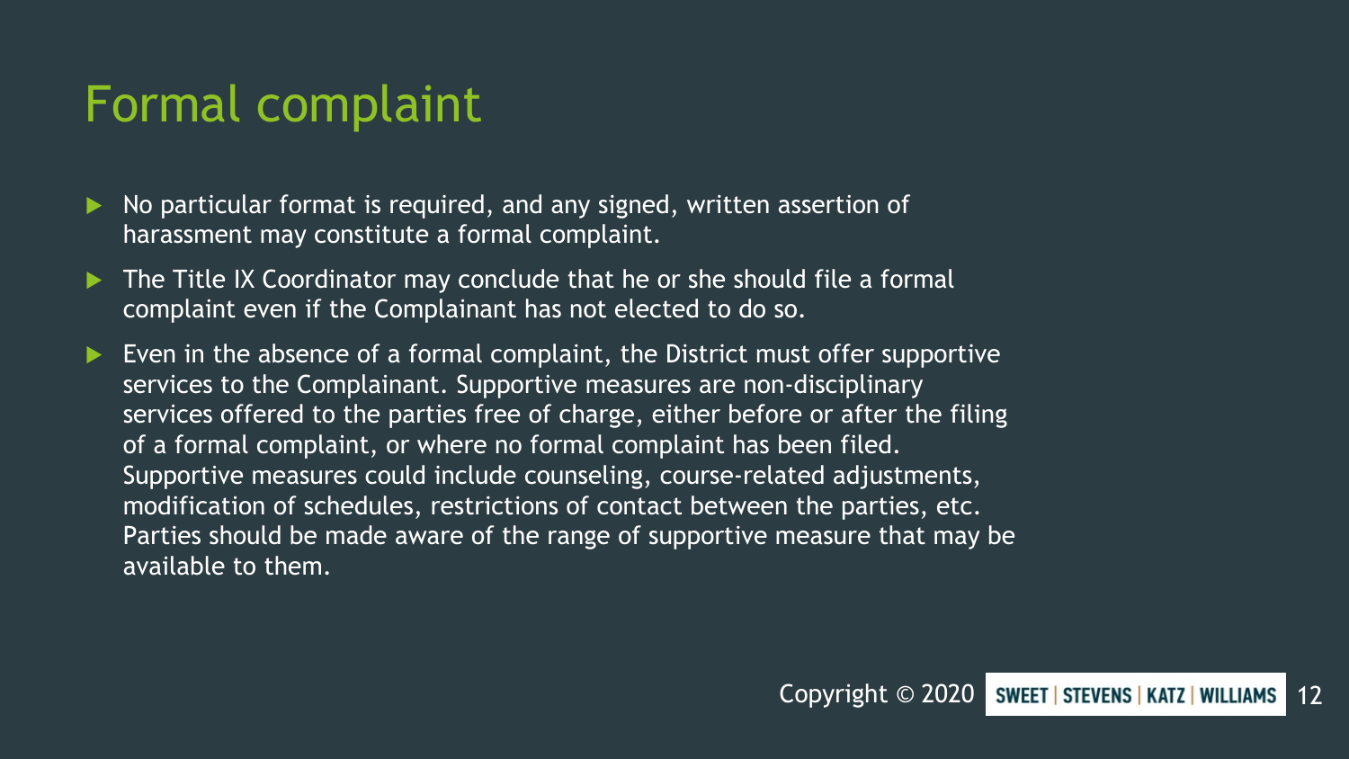# Formal complaint

- No particular format is required, and any signed, written assertion of harassment may constitute a formal complaint.
- The Title IX Coordinator may conclude that he or she should file a formal complaint even if the Complainant has not elected to do so.
- Even in the absence of a formal complaint, the District must offer supportive services to the Complainant. Supportive measures are non-disciplinary services offered to the parties free of charge, either before or after the filing of a formal complaint, or where no formal complaint has been filed. Supportive measures could include counseling, course-related adjustments, modification of schedules, restrictions of contact between the parties, etc. Parties should be made aware of the range of supportive measure that may be available to them.

Copyright © 2020 SWEET | STEVENS | KATZ | WILLIAMS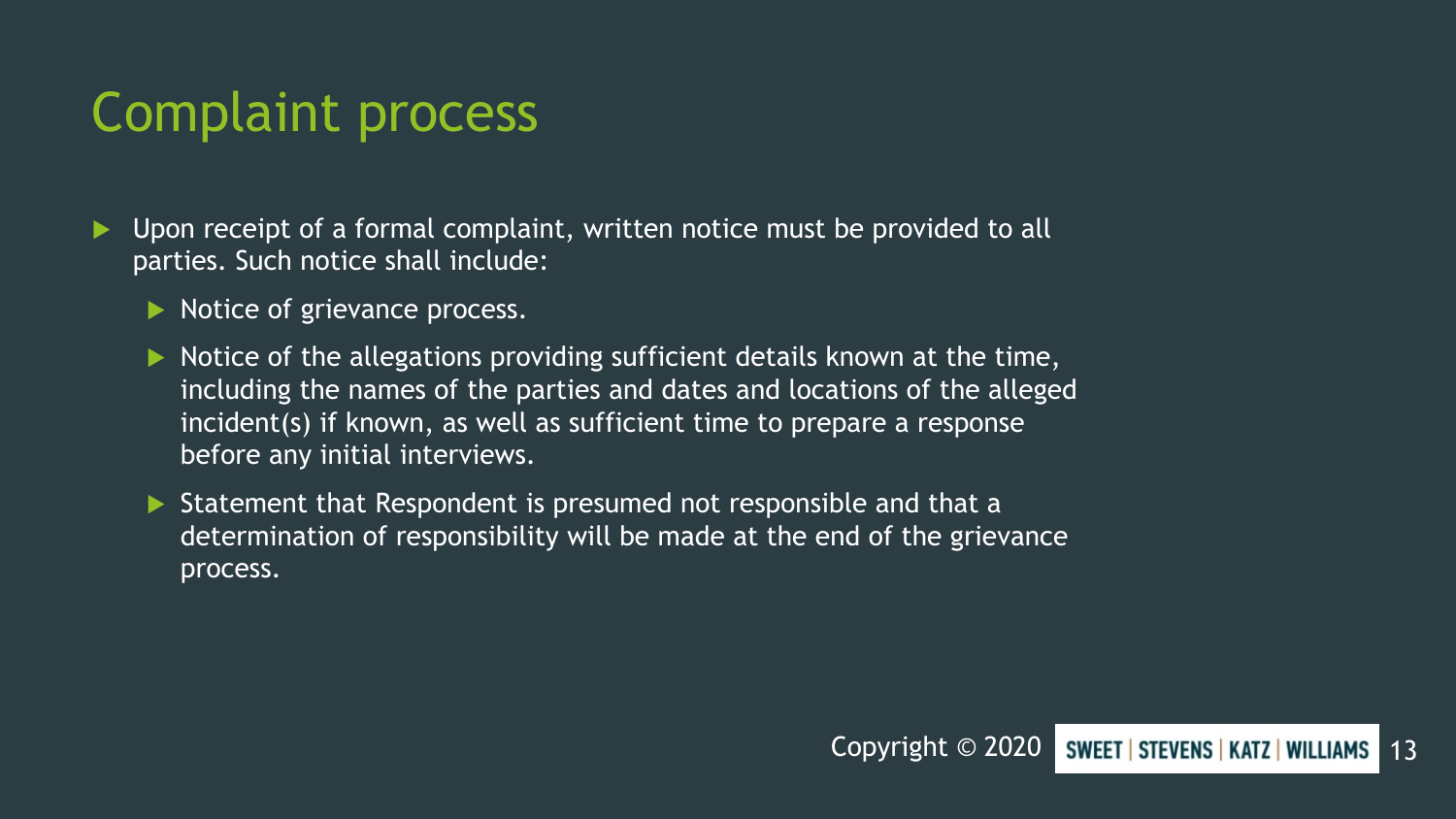# Complaint process

- Upon receipt of a formal complaint, written notice must be provided to all parties. Such notice shall include:
  - Notice of grievance process.
  - Notice of the allegations providing sufficient details known at the time, including the names of the parties and dates and locations of the alleged incident(s) if known, as well as sufficient time to prepare a response before any initial interviews.
  - Statement that Respondent is presumed not responsible and that a determination of responsibility will be made at the end of the grievance process.

Copyright © 2020 SWEET | STEVENS | KATZ | WILLIAMS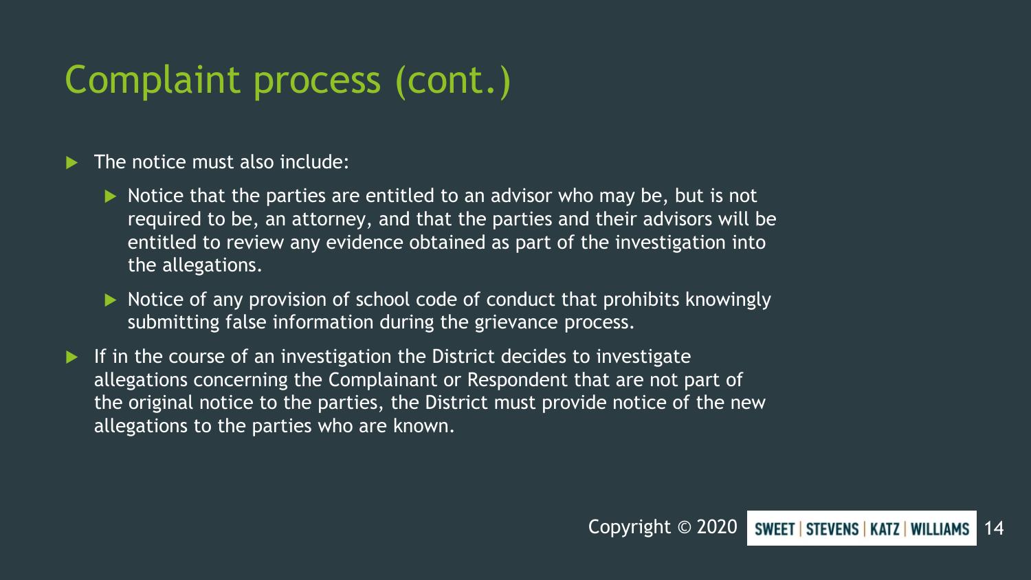# Complaint process (cont.)

- The notice must also include:
  - Notice that the parties are entitled to an advisor who may be, but is not required to be, an attorney, and that the parties and their advisors will be entitled to review any evidence obtained as part of the investigation into the allegations.
  - Notice of any provision of school code of conduct that prohibits knowingly submitting false information during the grievance process.
- If in the course of an investigation the District decides to investigate allegations concerning the Complainant or Respondent that are not part of the original notice to the parties, the District must provide notice of the new allegations to the parties who are known.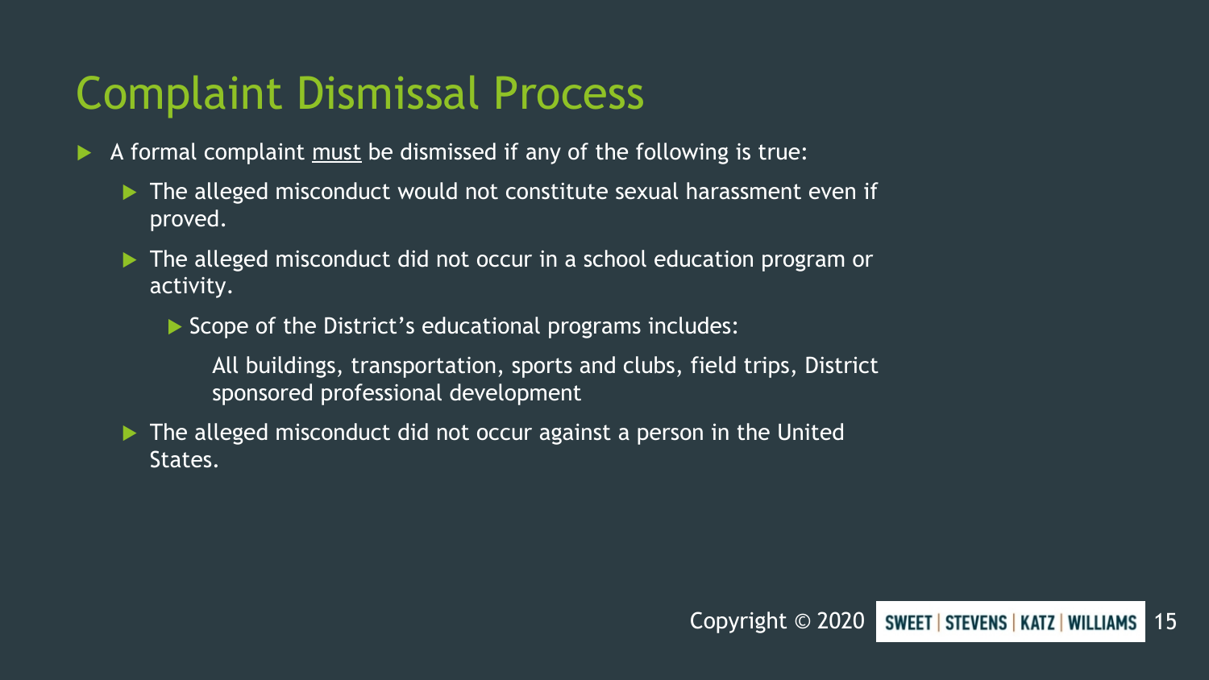# Complaint Dismissal Process

- A formal complaint <u>must</u> be dismissed if any of the following is true:
  - The alleged misconduct would not constitute sexual harassment even if proved.
  - The alleged misconduct did not occur in a school education program or activity.
    - Scope of the District's educational programs includes:

      All buildings, transportation, sports and clubs, field trips, District sponsored professional development
  - The alleged misconduct did not occur against a person in the United States.

Copyright © 2020 SWEET | STEVENS | KATZ | WILLIAMS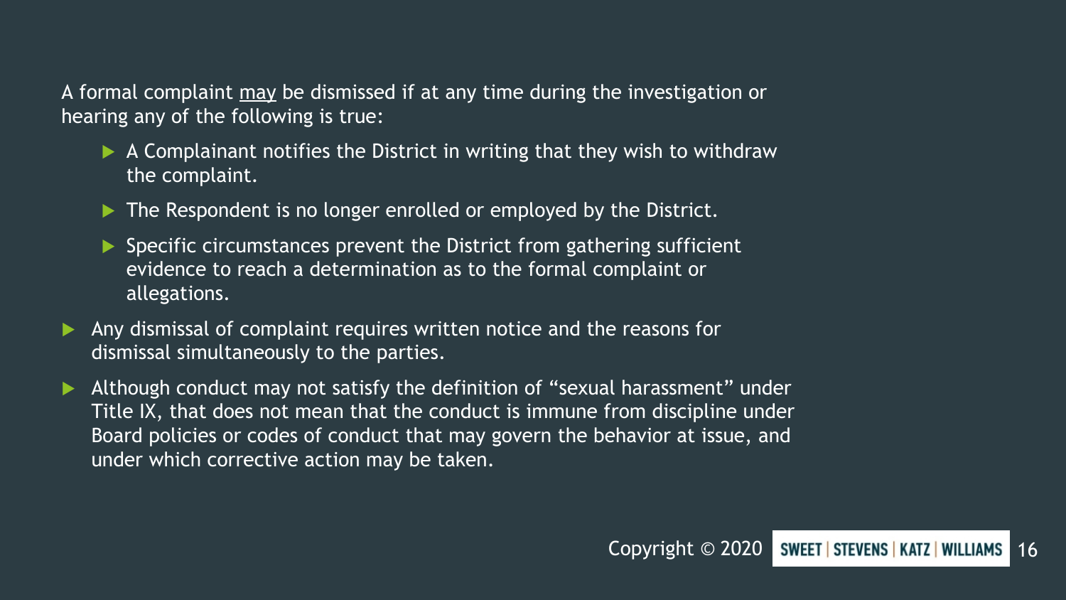A formal complaint <u>may</u> be dismissed if at any time during the investigation or hearing any of the following is true:

- A Complainant notifies the District in writing that they wish to withdraw the complaint.
- The Respondent is no longer enrolled or employed by the District.
- Specific circumstances prevent the District from gathering sufficient evidence to reach a determination as to the formal complaint or allegations.

- Any dismissal of complaint requires written notice and the reasons for dismissal simultaneously to the parties.
- Although conduct may not satisfy the definition of "sexual harassment" under Title IX, that does not mean that the conduct is immune from discipline under Board policies or codes of conduct that may govern the behavior at issue, and under which corrective action may be taken.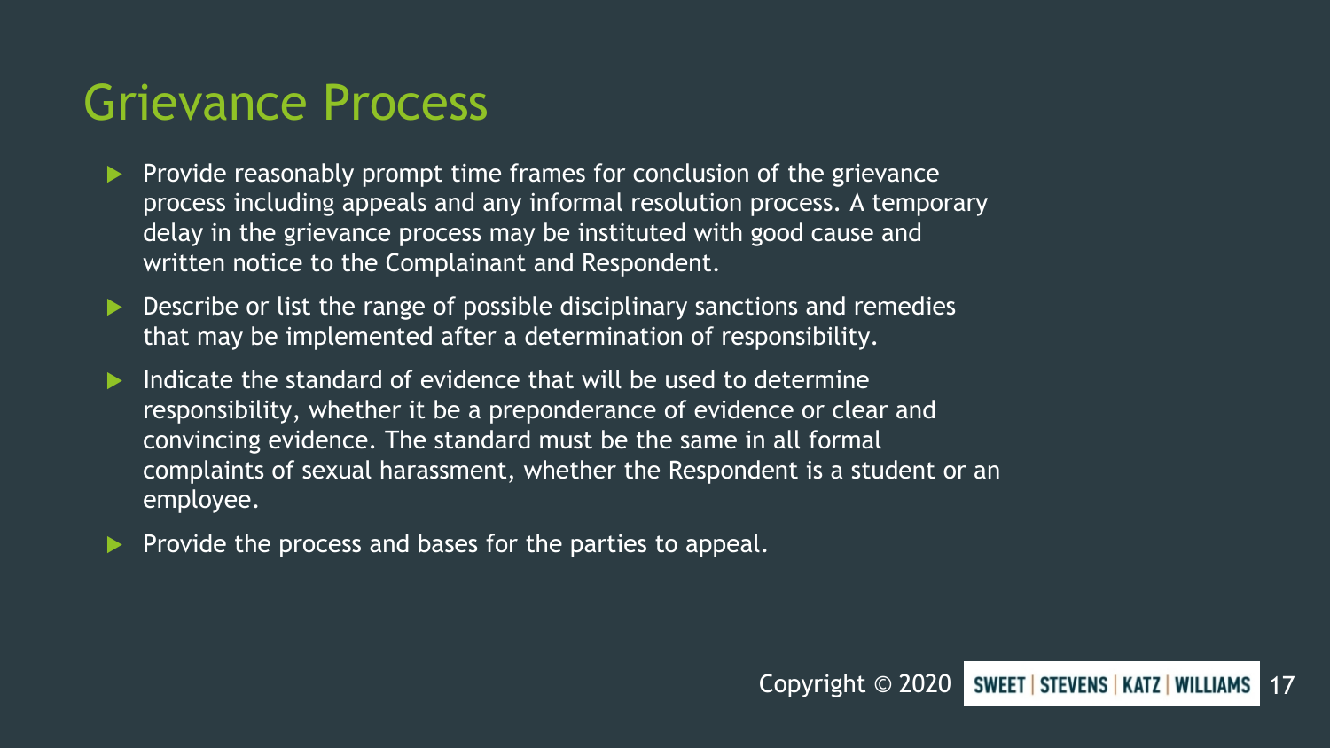# Grievance Process

- Provide reasonably prompt time frames for conclusion of the grievance process including appeals and any informal resolution process. A temporary delay in the grievance process may be instituted with good cause and written notice to the Complainant and Respondent.
- Describe or list the range of possible disciplinary sanctions and remedies that may be implemented after a determination of responsibility.
- Indicate the standard of evidence that will be used to determine responsibility, whether it be a preponderance of evidence or clear and convincing evidence. The standard must be the same in all formal complaints of sexual harassment, whether the Respondent is a student or an employee.
- Provide the process and bases for the parties to appeal.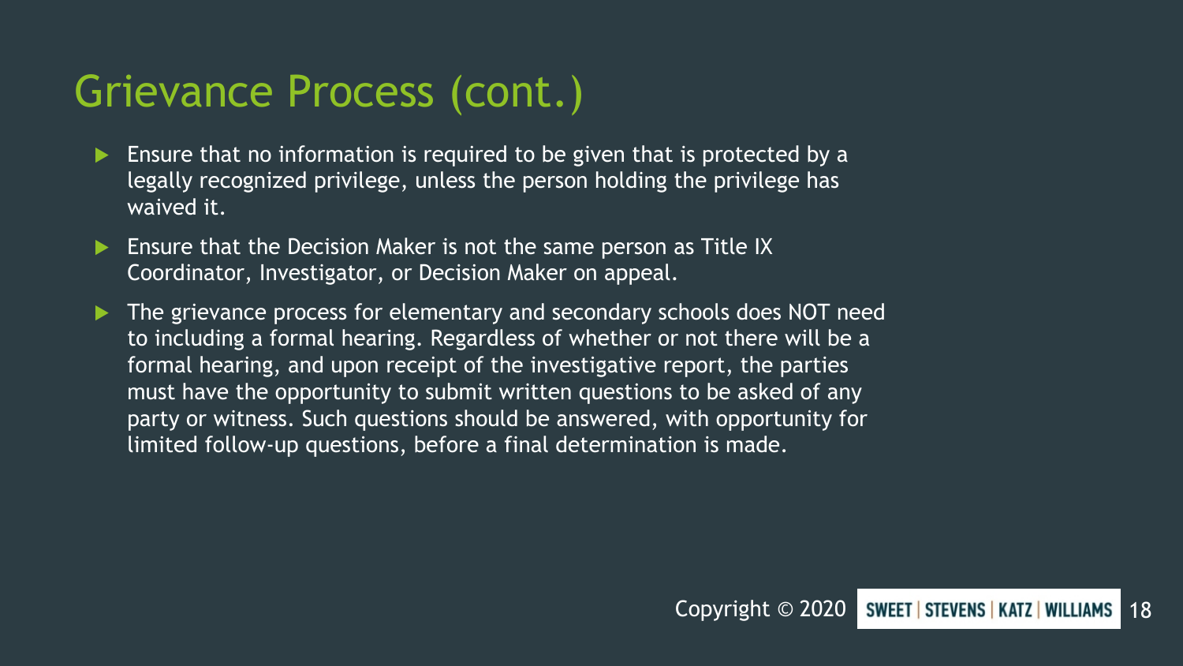# Grievance Process (cont.)

- Ensure that no information is required to be given that is protected by a legally recognized privilege, unless the person holding the privilege has waived it.
- Ensure that the Decision Maker is not the same person as Title IX Coordinator, Investigator, or Decision Maker on appeal.
- The grievance process for elementary and secondary schools does NOT need to including a formal hearing. Regardless of whether or not there will be a formal hearing, and upon receipt of the investigative report, the parties must have the opportunity to submit written questions to be asked of any party or witness. Such questions should be answered, with opportunity for limited follow-up questions, before a final determination is made.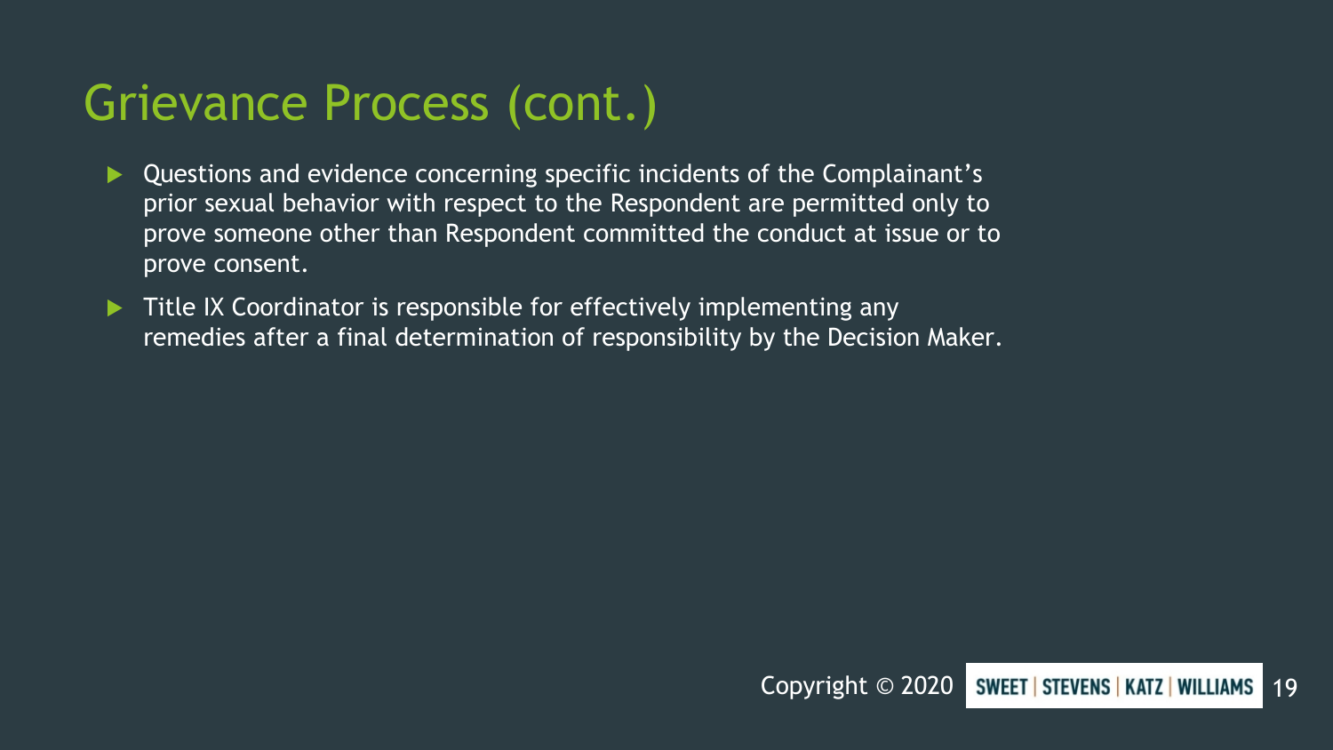# Grievance Process (cont.)

- Questions and evidence concerning specific incidents of the Complainant's prior sexual behavior with respect to the Respondent are permitted only to prove someone other than Respondent committed the conduct at issue or to prove consent.
- Title IX Coordinator is responsible for effectively implementing any remedies after a final determination of responsibility by the Decision Maker.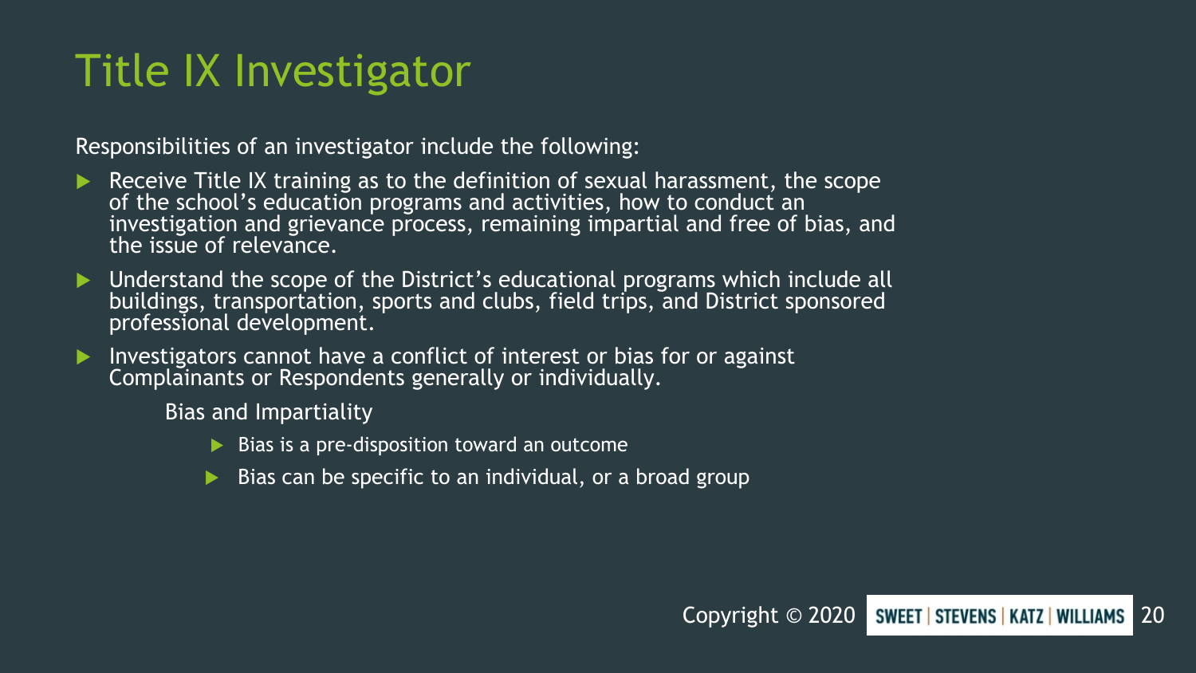# Title IX Investigator

Responsibilities of an investigator include the following:

- Receive Title IX training as to the definition of sexual harassment, the scope of the school's education programs and activities, how to conduct an investigation and grievance process, remaining impartial and free of bias, and the issue of relevance.
- Understand the scope of the District's educational programs which include all buildings, transportation, sports and clubs, field trips, and District sponsored professional development.
- Investigators cannot have a conflict of interest or bias for or against Complainants or Respondents generally or individually.

  Bias and Impartiality

  - Bias is a pre-disposition toward an outcome
  - Bias can be specific to an individual, or a broad group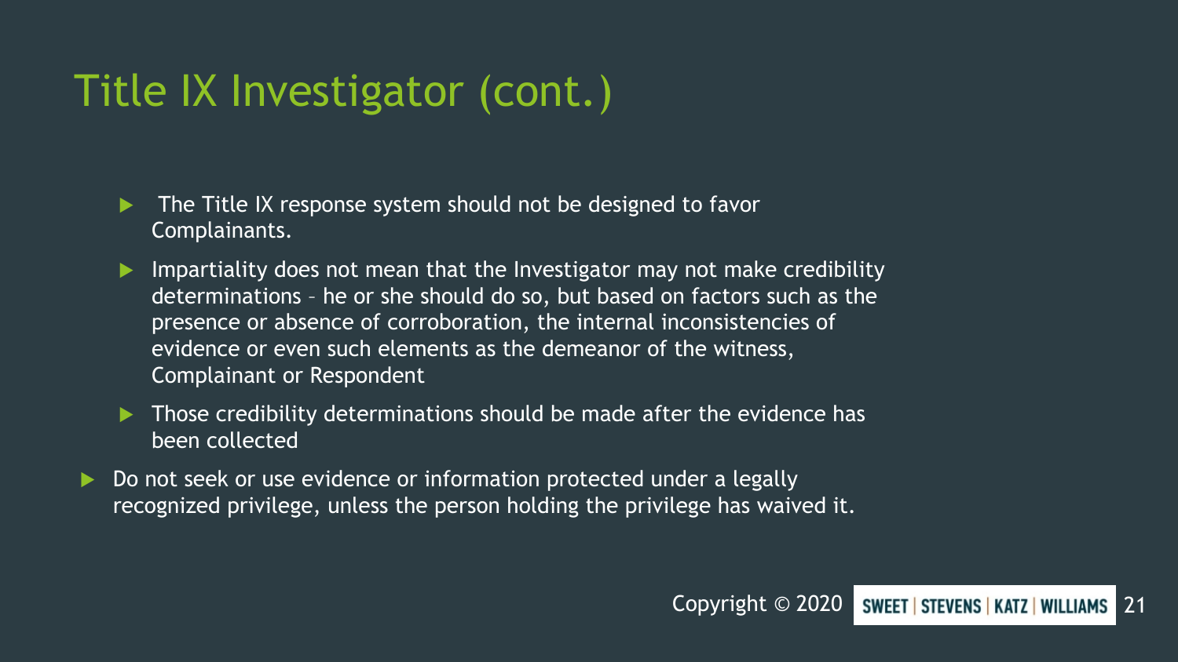# Title IX Investigator (cont.)

  - The Title IX response system should not be designed to favor Complainants.
  - Impartiality does not mean that the Investigator may not make credibility determinations – he or she should do so, but based on factors such as the presence or absence of corroboration, the internal inconsistencies of evidence or even such elements as the demeanor of the witness, Complainant or Respondent
  - Those credibility determinations should be made after the evidence has been collected
- Do not seek or use evidence or information protected under a legally recognized privilege, unless the person holding the privilege has waived it.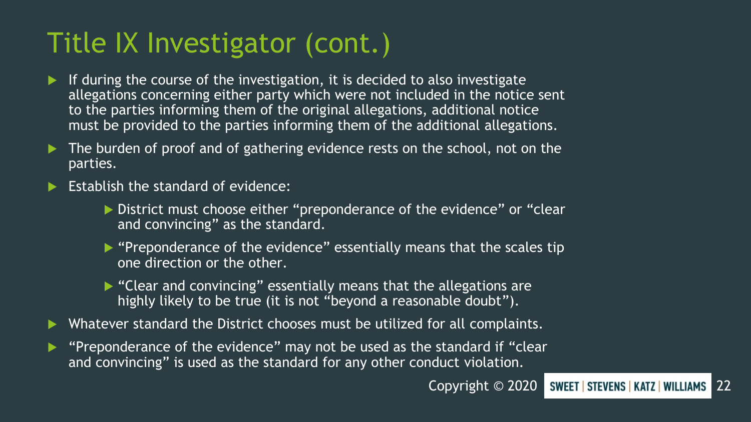# Title IX Investigator (cont.)

- If during the course of the investigation, it is decided to also investigate allegations concerning either party which were not included in the notice sent to the parties informing them of the original allegations, additional notice must be provided to the parties informing them of the additional allegations.
- The burden of proof and of gathering evidence rests on the school, not on the parties.
- Establish the standard of evidence:
  - District must choose either "preponderance of the evidence" or "clear and convincing" as the standard.
  - "Preponderance of the evidence" essentially means that the scales tip one direction or the other.
  - "Clear and convincing" essentially means that the allegations are highly likely to be true (it is not "beyond a reasonable doubt").
- Whatever standard the District chooses must be utilized for all complaints.
- "Preponderance of the evidence" may not be used as the standard if "clear and convincing" is used as the standard for any other conduct violation.

Copyright © 2020 SWEET | STEVENS | KATZ | WILLIAMS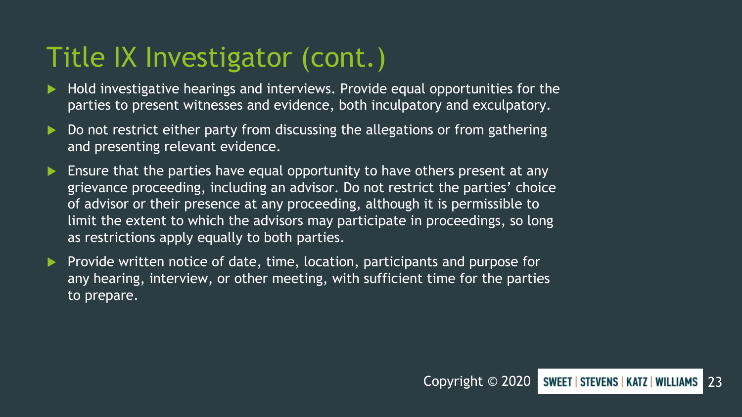# Title IX Investigator (cont.)

- Hold investigative hearings and interviews. Provide equal opportunities for the parties to present witnesses and evidence, both inculpatory and exculpatory.
- Do not restrict either party from discussing the allegations or from gathering and presenting relevant evidence.
- Ensure that the parties have equal opportunity to have others present at any grievance proceeding, including an advisor. Do not restrict the parties' choice of advisor or their presence at any proceeding, although it is permissible to limit the extent to which the advisors may participate in proceedings, so long as restrictions apply equally to both parties.
- Provide written notice of date, time, location, participants and purpose for any hearing, interview, or other meeting, with sufficient time for the parties to prepare.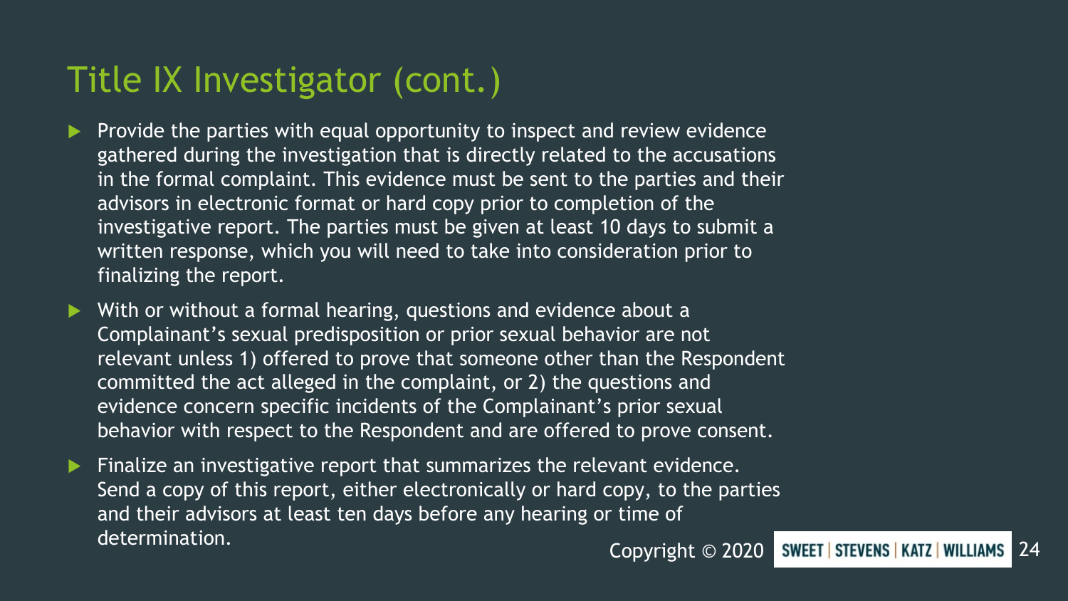# Title IX Investigator (cont.)

- Provide the parties with equal opportunity to inspect and review evidence gathered during the investigation that is directly related to the accusations in the formal complaint. This evidence must be sent to the parties and their advisors in electronic format or hard copy prior to completion of the investigative report. The parties must be given at least 10 days to submit a written response, which you will need to take into consideration prior to finalizing the report.
- With or without a formal hearing, questions and evidence about a Complainant's sexual predisposition or prior sexual behavior are not relevant unless 1) offered to prove that someone other than the Respondent committed the act alleged in the complaint, or 2) the questions and evidence concern specific incidents of the Complainant's prior sexual behavior with respect to the Respondent and are offered to prove consent.
- Finalize an investigative report that summarizes the relevant evidence. Send a copy of this report, either electronically or hard copy, to the parties and their advisors at least ten days before any hearing or time of determination.

Copyright © 2020 SWEET | STEVENS | KATZ | WILLIAMS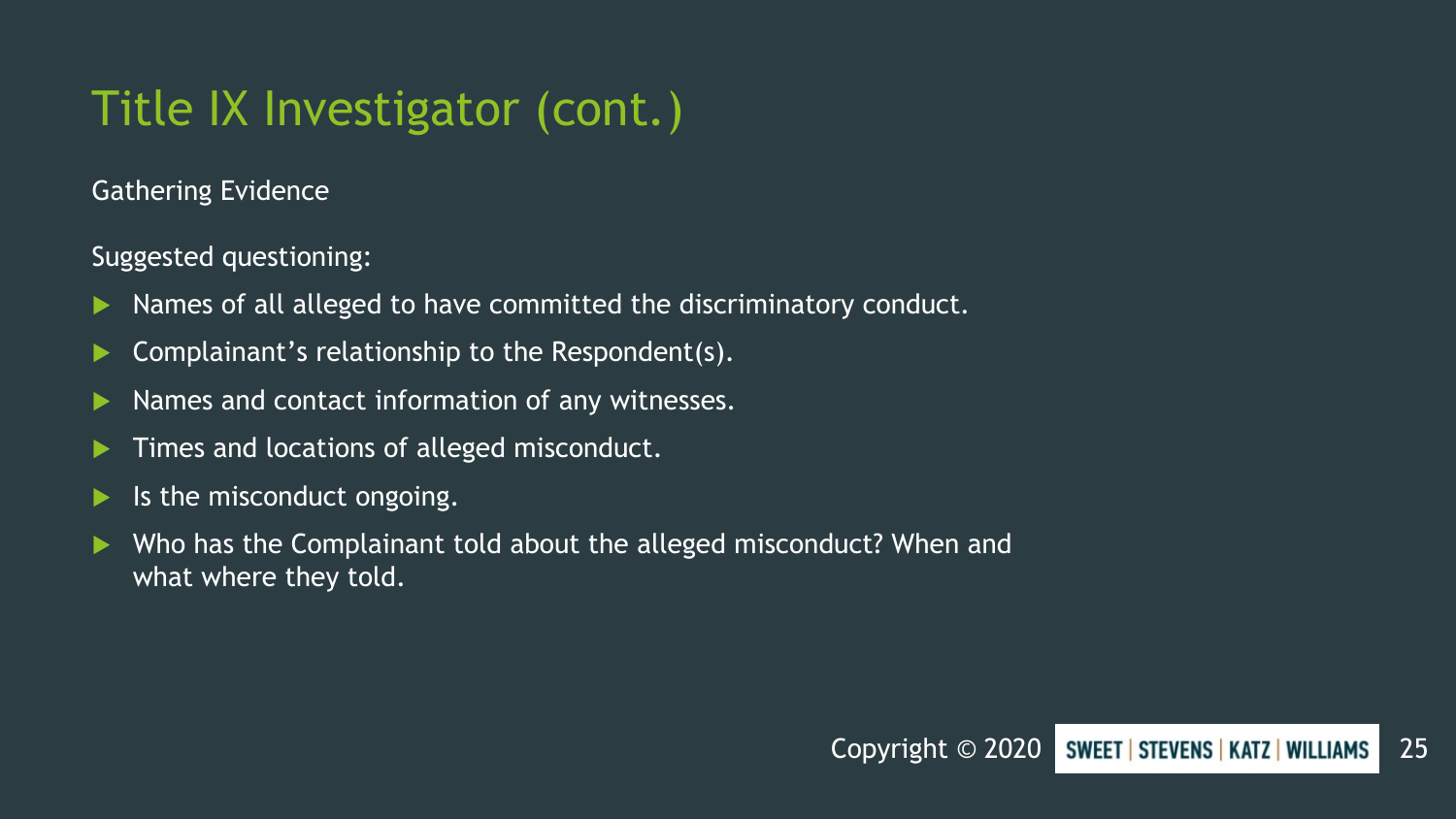# Title IX Investigator (cont.)

Gathering Evidence

Suggested questioning:

- Names of all alleged to have committed the discriminatory conduct.
- Complainant's relationship to the Respondent(s).
- Names and contact information of any witnesses.
- Times and locations of alleged misconduct.
- Is the misconduct ongoing.
- Who has the Complainant told about the alleged misconduct? When and what where they told.

Copyright © 2020 SWEET | STEVENS | KATZ | WILLIAMS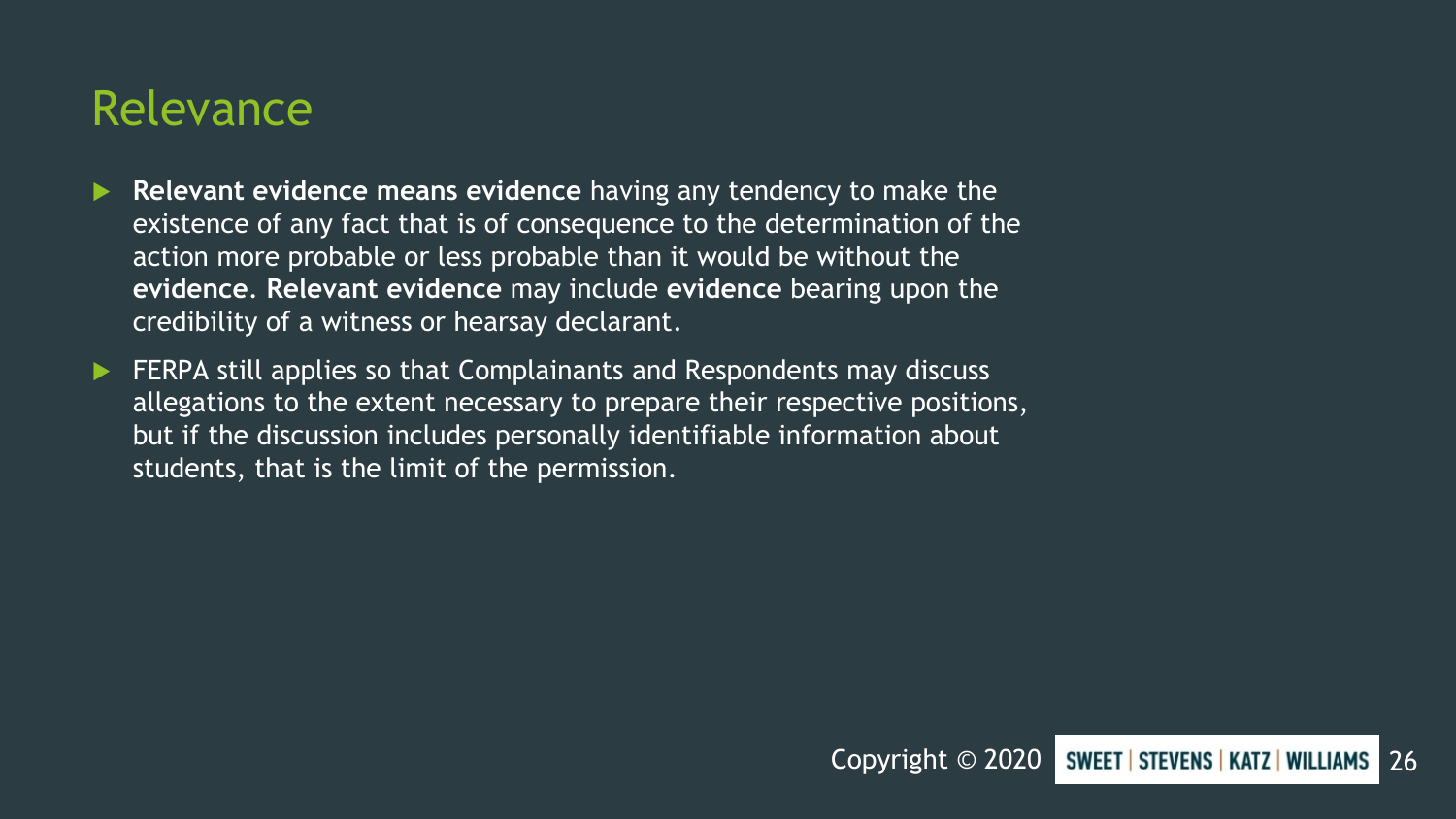# Relevance

- **Relevant evidence means evidence** having any tendency to make the existence of any fact that is of consequence to the determination of the action more probable or less probable than it would be without the **evidence**. **Relevant evidence** may include **evidence** bearing upon the credibility of a witness or hearsay declarant.
- FERPA still applies so that Complainants and Respondents may discuss allegations to the extent necessary to prepare their respective positions, but if the discussion includes personally identifiable information about students, that is the limit of the permission.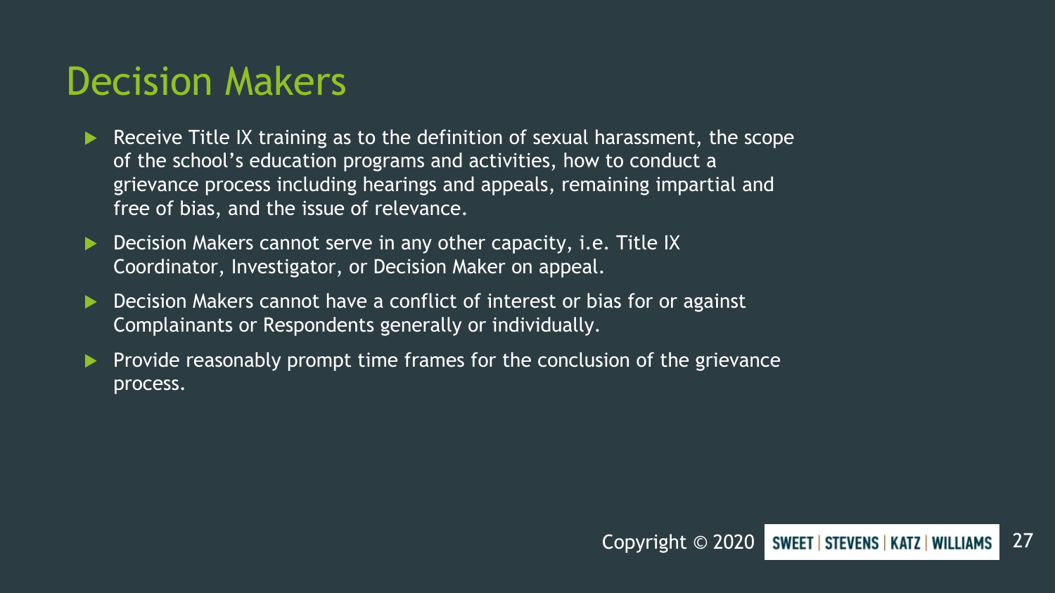# Decision Makers

- Receive Title IX training as to the definition of sexual harassment, the scope of the school's education programs and activities, how to conduct a grievance process including hearings and appeals, remaining impartial and free of bias, and the issue of relevance.
- Decision Makers cannot serve in any other capacity, i.e. Title IX Coordinator, Investigator, or Decision Maker on appeal.
- Decision Makers cannot have a conflict of interest or bias for or against Complainants or Respondents generally or individually.
- Provide reasonably prompt time frames for the conclusion of the grievance process.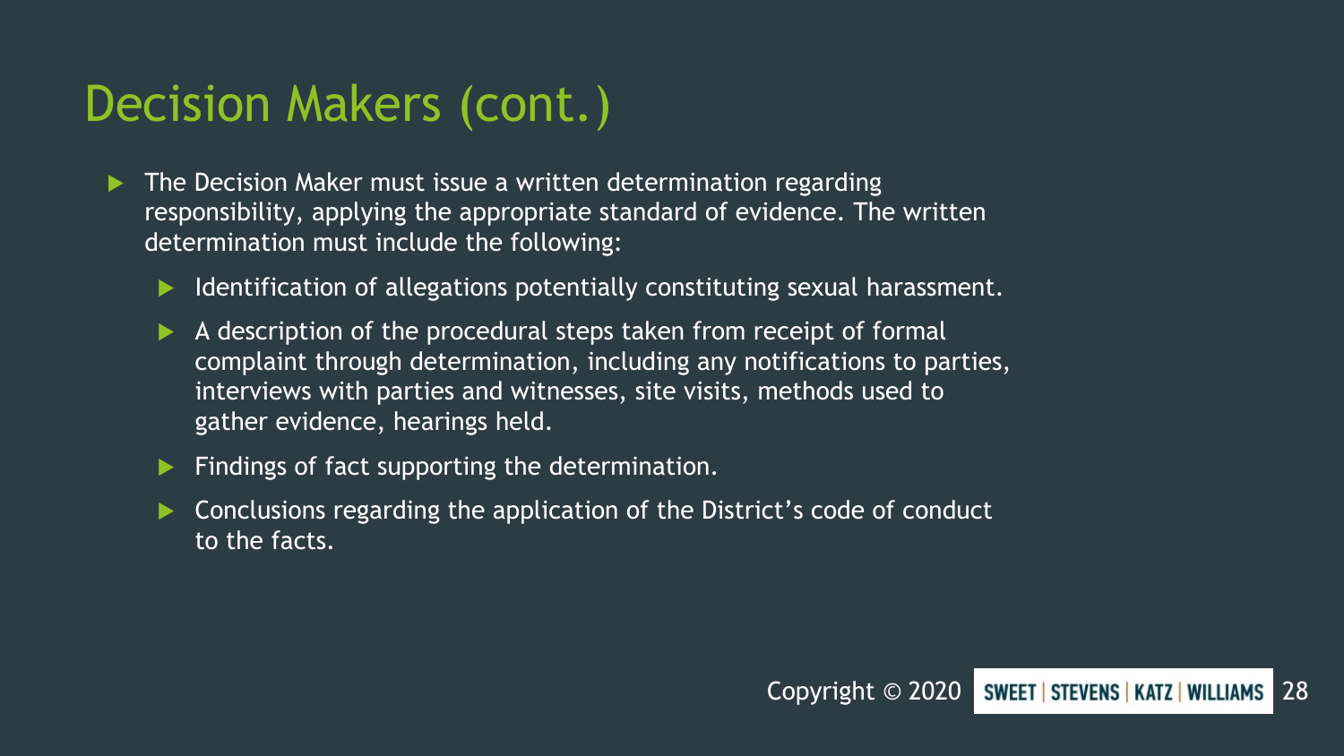# Decision Makers (cont.)

- The Decision Maker must issue a written determination regarding responsibility, applying the appropriate standard of evidence. The written determination must include the following:
  - Identification of allegations potentially constituting sexual harassment.
  - A description of the procedural steps taken from receipt of formal complaint through determination, including any notifications to parties, interviews with parties and witnesses, site visits, methods used to gather evidence, hearings held.
  - Findings of fact supporting the determination.
  - Conclusions regarding the application of the District's code of conduct to the facts.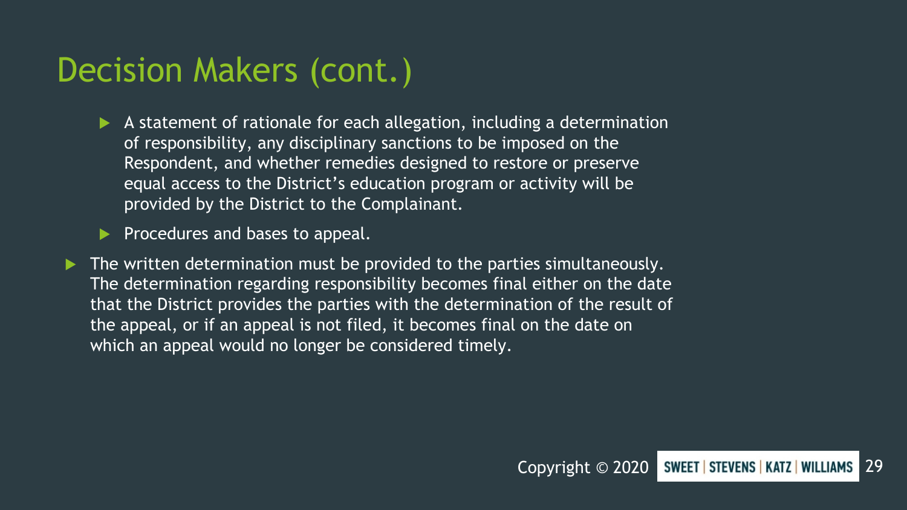# Decision Makers (cont.)

  - A statement of rationale for each allegation, including a determination of responsibility, any disciplinary sanctions to be imposed on the Respondent, and whether remedies designed to restore or preserve equal access to the District's education program or activity will be provided by the District to the Complainant.
  - Procedures and bases to appeal.

- The written determination must be provided to the parties simultaneously. The determination regarding responsibility becomes final either on the date that the District provides the parties with the determination of the result of the appeal, or if an appeal is not filed, it becomes final on the date on which an appeal would no longer be considered timely.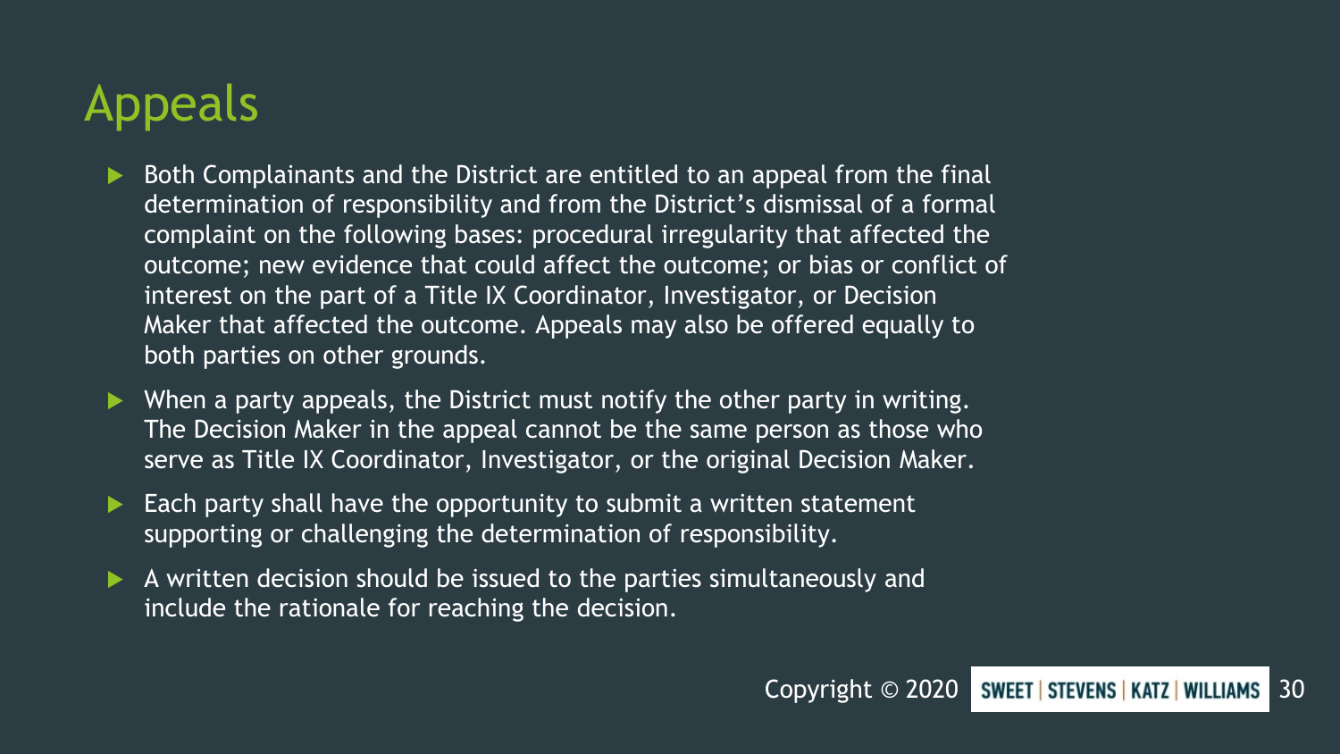# Appeals

- Both Complainants and the District are entitled to an appeal from the final determination of responsibility and from the District's dismissal of a formal complaint on the following bases: procedural irregularity that affected the outcome; new evidence that could affect the outcome; or bias or conflict of interest on the part of a Title IX Coordinator, Investigator, or Decision Maker that affected the outcome. Appeals may also be offered equally to both parties on other grounds.
- When a party appeals, the District must notify the other party in writing. The Decision Maker in the appeal cannot be the same person as those who serve as Title IX Coordinator, Investigator, or the original Decision Maker.
- Each party shall have the opportunity to submit a written statement supporting or challenging the determination of responsibility.
- A written decision should be issued to the parties simultaneously and include the rationale for reaching the decision.

Copyright © 2020 SWEET | STEVENS | KATZ | WILLIAMS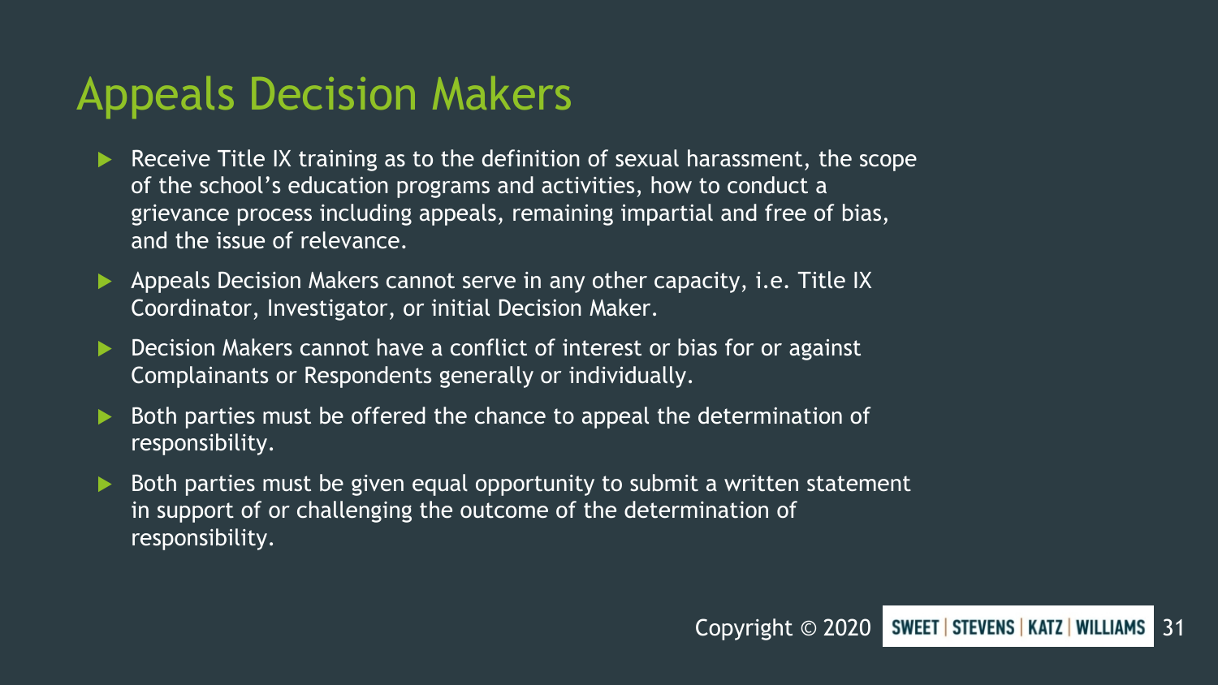# Appeals Decision Makers

- Receive Title IX training as to the definition of sexual harassment, the scope of the school's education programs and activities, how to conduct a grievance process including appeals, remaining impartial and free of bias, and the issue of relevance.
- Appeals Decision Makers cannot serve in any other capacity, i.e. Title IX Coordinator, Investigator, or initial Decision Maker.
- Decision Makers cannot have a conflict of interest or bias for or against Complainants or Respondents generally or individually.
- Both parties must be offered the chance to appeal the determination of responsibility.
- Both parties must be given equal opportunity to submit a written statement in support of or challenging the outcome of the determination of responsibility.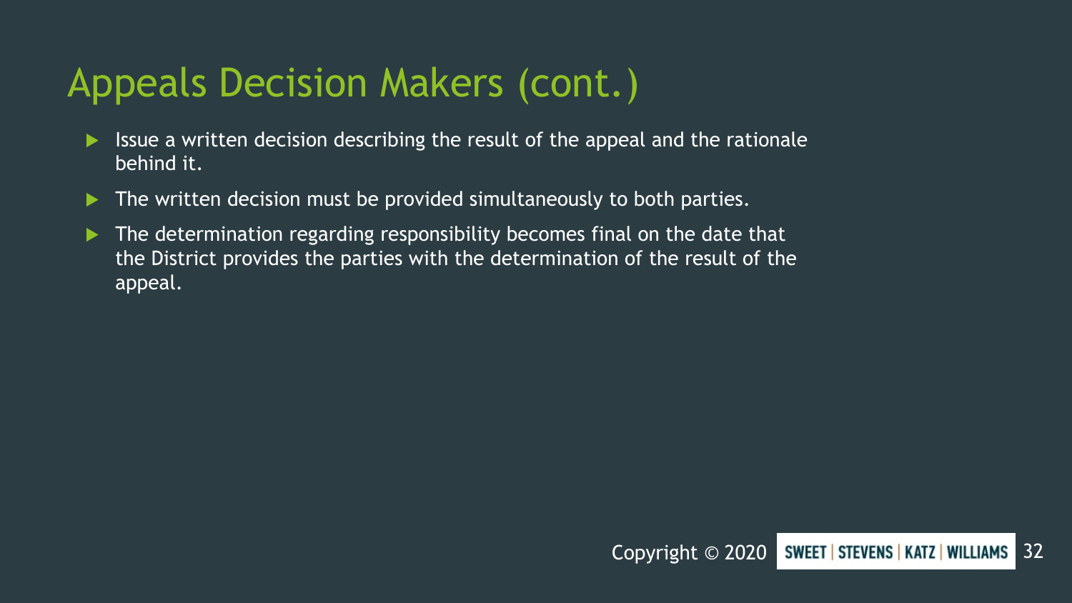# Appeals Decision Makers (cont.)

- Issue a written decision describing the result of the appeal and the rationale behind it.
- The written decision must be provided simultaneously to both parties.
- The determination regarding responsibility becomes final on the date that the District provides the parties with the determination of the result of the appeal.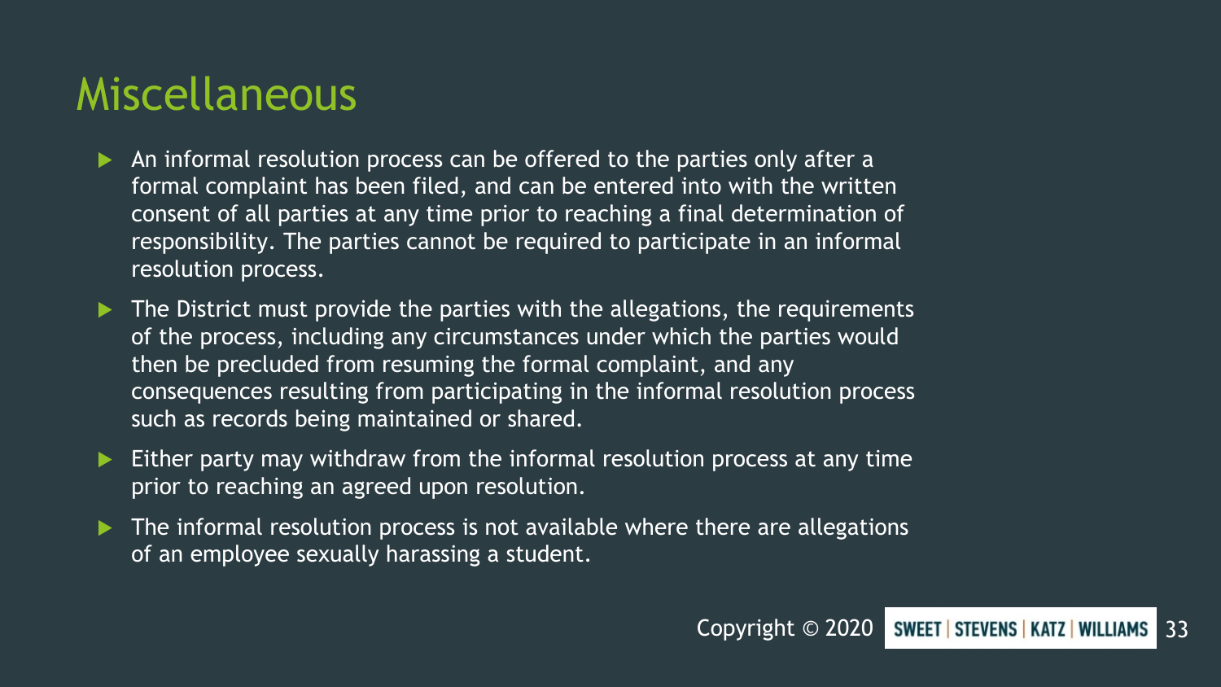# Miscellaneous

- An informal resolution process can be offered to the parties only after a formal complaint has been filed, and can be entered into with the written consent of all parties at any time prior to reaching a final determination of responsibility. The parties cannot be required to participate in an informal resolution process.
- The District must provide the parties with the allegations, the requirements of the process, including any circumstances under which the parties would then be precluded from resuming the formal complaint, and any consequences resulting from participating in the informal resolution process such as records being maintained or shared.
- Either party may withdraw from the informal resolution process at any time prior to reaching an agreed upon resolution.
- The informal resolution process is not available where there are allegations of an employee sexually harassing a student.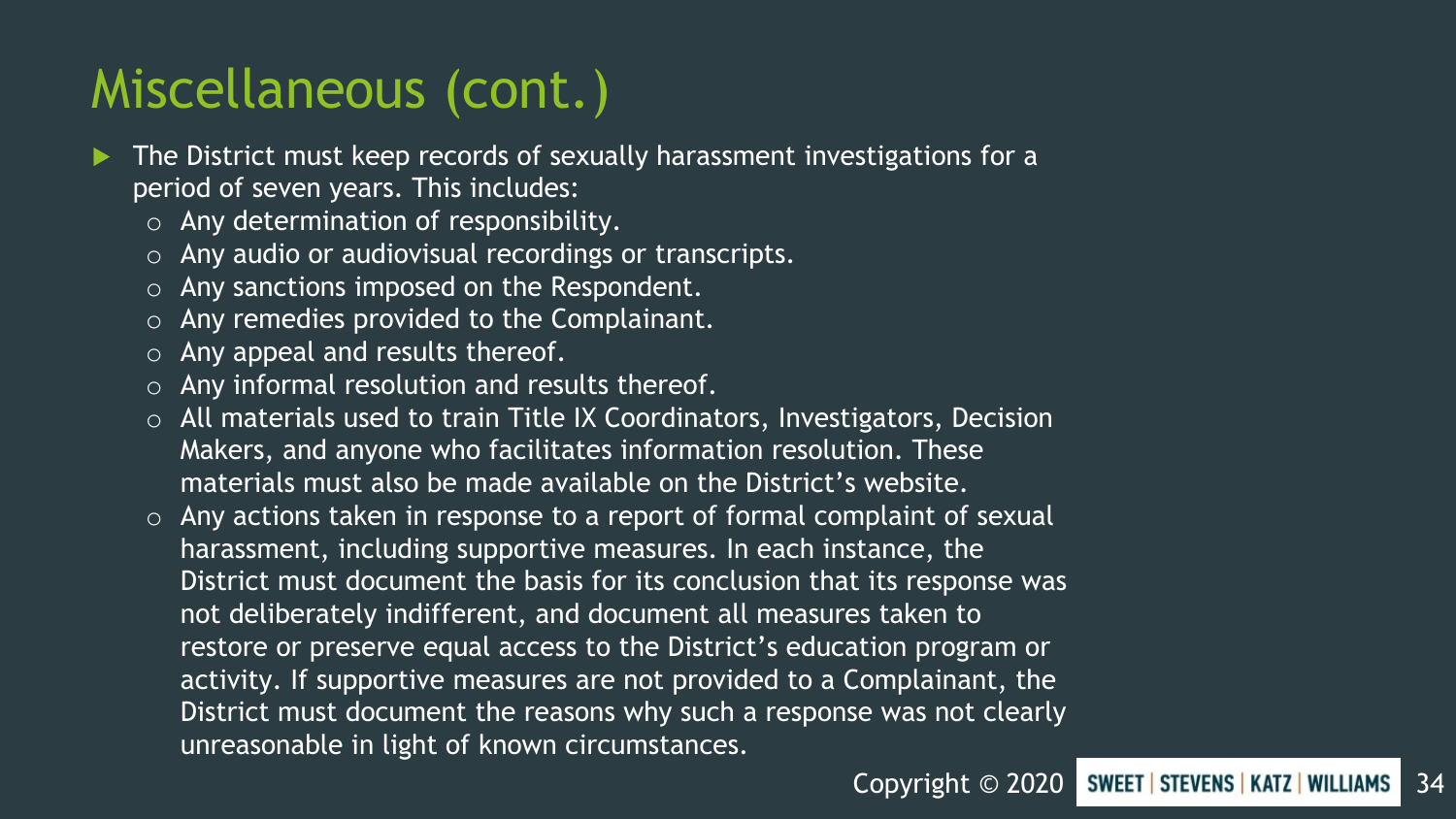# Miscellaneous (cont.)

- The District must keep records of sexually harassment investigations for a period of seven years. This includes:
  - Any determination of responsibility.
  - Any audio or audiovisual recordings or transcripts.
  - Any sanctions imposed on the Respondent.
  - Any remedies provided to the Complainant.
  - Any appeal and results thereof.
  - Any informal resolution and results thereof.
  - All materials used to train Title IX Coordinators, Investigators, Decision Makers, and anyone who facilitates information resolution. These materials must also be made available on the District's website.
  - Any actions taken in response to a report of formal complaint of sexual harassment, including supportive measures. In each instance, the District must document the basis for its conclusion that its response was not deliberately indifferent, and document all measures taken to restore or preserve equal access to the District's education program or activity. If supportive measures are not provided to a Complainant, the District must document the reasons why such a response was not clearly unreasonable in light of known circumstances.

Copyright © 2020 SWEET | STEVENS | KATZ | WILLIAMS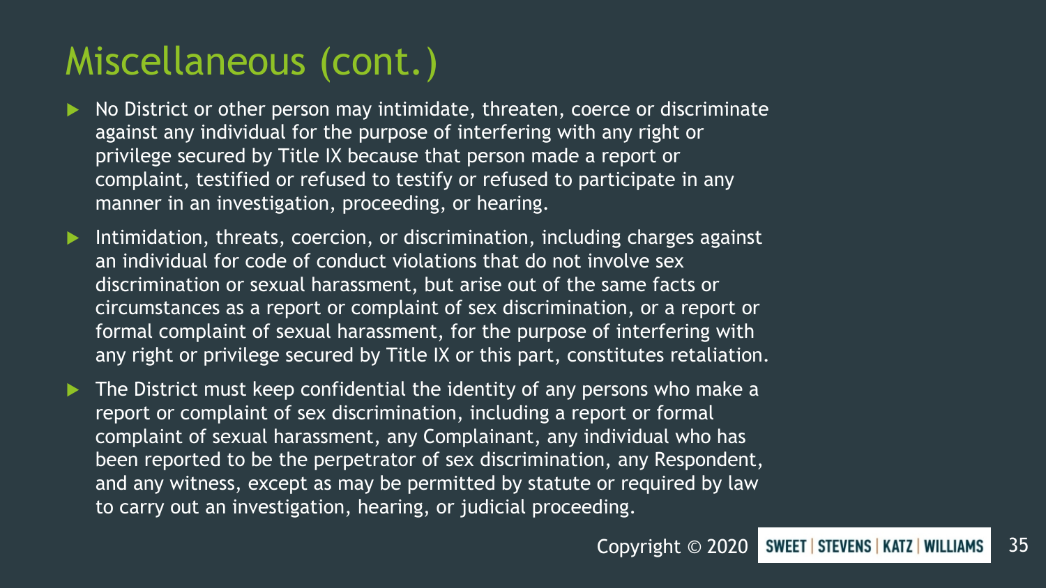# Miscellaneous (cont.)

- No District or other person may intimidate, threaten, coerce or discriminate against any individual for the purpose of interfering with any right or privilege secured by Title IX because that person made a report or complaint, testified or refused to testify or refused to participate in any manner in an investigation, proceeding, or hearing.
- Intimidation, threats, coercion, or discrimination, including charges against an individual for code of conduct violations that do not involve sex discrimination or sexual harassment, but arise out of the same facts or circumstances as a report or complaint of sex discrimination, or a report or formal complaint of sexual harassment, for the purpose of interfering with any right or privilege secured by Title IX or this part, constitutes retaliation.
- The District must keep confidential the identity of any persons who make a report or complaint of sex discrimination, including a report or formal complaint of sexual harassment, any Complainant, any individual who has been reported to be the perpetrator of sex discrimination, any Respondent, and any witness, except as may be permitted by statute or required by law to carry out an investigation, hearing, or judicial proceeding.

Copyright © 2020 SWEET | STEVENS | KATZ | WILLIAMS